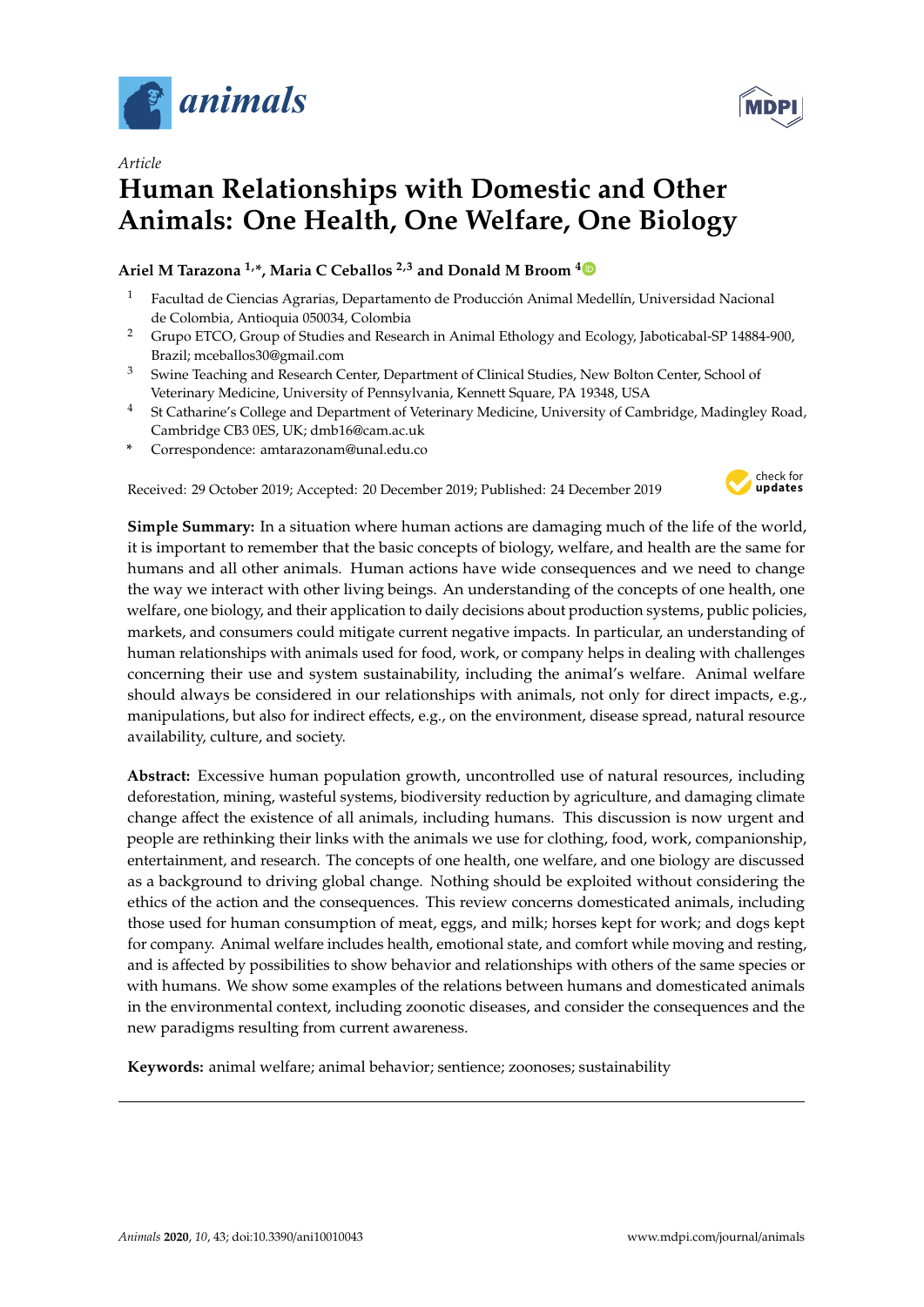*Article*

# Human Relationships with Domestic and Other Animals: One Health, One Welfare, One Biology

**Ariel M Tarazona [1,*], Maria C Ceballos [2,3] and Donald M Broom [4]**

1. Facultad de Ciencias Agrarias, Departamento de Producción Animal Medellín, Universidad Nacional de Colombia, Antioquia 050034, Colombia
2. Grupo ETCO, Group of Studies and Research in Animal Ethology and Ecology, Jaboticabal-SP 14884-900, Brazil; mceballos30@gmail.com
3. Swine Teaching and Research Center, Department of Clinical Studies, New Bolton Center, School of Veterinary Medicine, University of Pennsylvania, Kennett Square, PA 19348, USA
4. St Catharine's College and Department of Veterinary Medicine, University of Cambridge, Madingley Road, Cambridge CB3 0ES, UK; dmb16@cam.ac.uk

\* Correspondence: amtarazonam@unal.edu.co

Received: 29 October 2019; Accepted: 20 December 2019; Published: 24 December 2019

**Simple Summary:** In a situation where human actions are damaging much of the life of the world, it is important to remember that the basic concepts of biology, welfare, and health are the same for humans and all other animals. Human actions have wide consequences and we need to change the way we interact with other living beings. An understanding of the concepts of one health, one welfare, one biology, and their application to daily decisions about production systems, public policies, markets, and consumers could mitigate current negative impacts. In particular, an understanding of human relationships with animals used for food, work, or company helps in dealing with challenges concerning their use and system sustainability, including the animal's welfare. Animal welfare should always be considered in our relationships with animals, not only for direct impacts, e.g., manipulations, but also for indirect effects, e.g., on the environment, disease spread, natural resource availability, culture, and society.

**Abstract:** Excessive human population growth, uncontrolled use of natural resources, including deforestation, mining, wasteful systems, biodiversity reduction by agriculture, and damaging climate change affect the existence of all animals, including humans. This discussion is now urgent and people are rethinking their links with the animals we use for clothing, food, work, companionship, entertainment, and research. The concepts of one health, one welfare, and one biology are discussed as a background to driving global change. Nothing should be exploited without considering the ethics of the action and the consequences. This review concerns domesticated animals, including those used for human consumption of meat, eggs, and milk; horses kept for work; and dogs kept for company. Animal welfare includes health, emotional state, and comfort while moving and resting, and is affected by possibilities to show behavior and relationships with others of the same species or with humans. We show some examples of the relations between humans and domesticated animals in the environmental context, including zoonotic diseases, and consider the consequences and the new paradigms resulting from current awareness.

**Keywords:** animal welfare; animal behavior; sentience; zoonoses; sustainability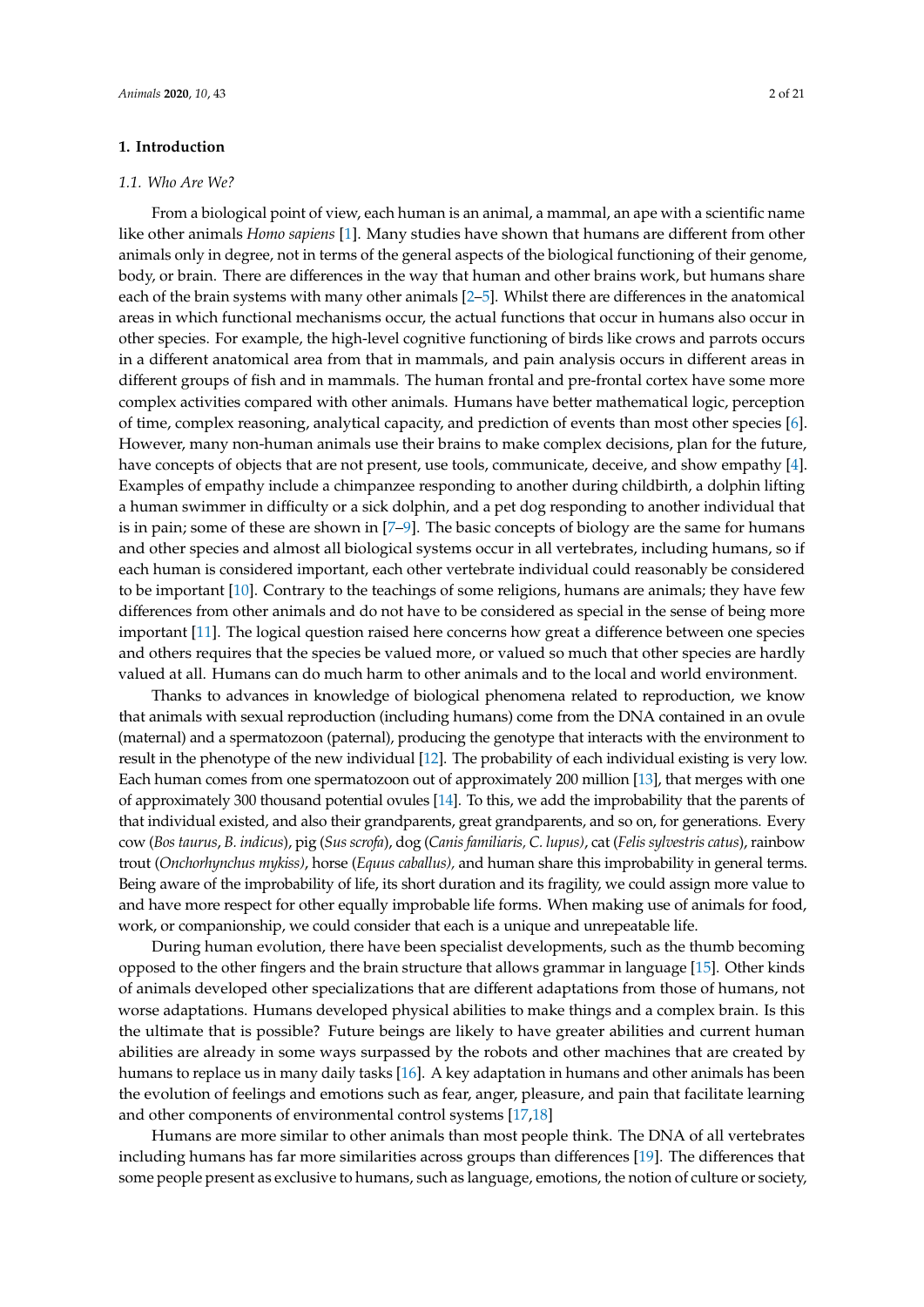## 1. Introduction

### 1.1. Who Are We?

From a biological point of view, each human is an animal, a mammal, an ape with a scientific name like other animals *Homo sapiens* [1]. Many studies have shown that humans are different from other animals only in degree, not in terms of the general aspects of the biological functioning of their genome, body, or brain. There are differences in the way that human and other brains work, but humans share each of the brain systems with many other animals [2–5]. Whilst there are differences in the anatomical areas in which functional mechanisms occur, the actual functions that occur in humans also occur in other species. For example, the high-level cognitive functioning of birds like crows and parrots occurs in a different anatomical area from that in mammals, and pain analysis occurs in different areas in different groups of fish and in mammals. The human frontal and pre-frontal cortex have some more complex activities compared with other animals. Humans have better mathematical logic, perception of time, complex reasoning, analytical capacity, and prediction of events than most other species [6]. However, many non-human animals use their brains to make complex decisions, plan for the future, have concepts of objects that are not present, use tools, communicate, deceive, and show empathy [4]. Examples of empathy include a chimpanzee responding to another during childbirth, a dolphin lifting a human swimmer in difficulty or a sick dolphin, and a pet dog responding to another individual that is in pain; some of these are shown in [7–9]. The basic concepts of biology are the same for humans and other species and almost all biological systems occur in all vertebrates, including humans, so if each human is considered important, each other vertebrate individual could reasonably be considered to be important [10]. Contrary to the teachings of some religions, humans are animals; they have few differences from other animals and do not have to be considered as special in the sense of being more important [11]. The logical question raised here concerns how great a difference between one species and others requires that the species be valued more, or valued so much that other species are hardly valued at all. Humans can do much harm to other animals and to the local and world environment.

Thanks to advances in knowledge of biological phenomena related to reproduction, we know that animals with sexual reproduction (including humans) come from the DNA contained in an ovule (maternal) and a spermatozoon (paternal), producing the genotype that interacts with the environment to result in the phenotype of the new individual [12]. The probability of each individual existing is very low. Each human comes from one spermatozoon out of approximately 200 million [13], that merges with one of approximately 300 thousand potential ovules [14]. To this, we add the improbability that the parents of that individual existed, and also their grandparents, great grandparents, and so on, for generations. Every cow (*Bos taurus*, *B. indicus*), pig (*Sus scrofa*), dog (*Canis familiaris, C. lupus)*, cat (*Felis sylvestris catus*), rainbow trout (*Onchorhynchus mykiss)*, horse (*Equus caballus),* and human share this improbability in general terms. Being aware of the improbability of life, its short duration and its fragility, we could assign more value to and have more respect for other equally improbable life forms. When making use of animals for food, work, or companionship, we could consider that each is a unique and unrepeatable life.

During human evolution, there have been specialist developments, such as the thumb becoming opposed to the other fingers and the brain structure that allows grammar in language [15]. Other kinds of animals developed other specializations that are different adaptations from those of humans, not worse adaptations. Humans developed physical abilities to make things and a complex brain. Is this the ultimate that is possible? Future beings are likely to have greater abilities and current human abilities are already in some ways surpassed by the robots and other machines that are created by humans to replace us in many daily tasks [16]. A key adaptation in humans and other animals has been the evolution of feelings and emotions such as fear, anger, pleasure, and pain that facilitate learning and other components of environmental control systems [17,18]

Humans are more similar to other animals than most people think. The DNA of all vertebrates including humans has far more similarities across groups than differences [19]. The differences that some people present as exclusive to humans, such as language, emotions, the notion of culture or society,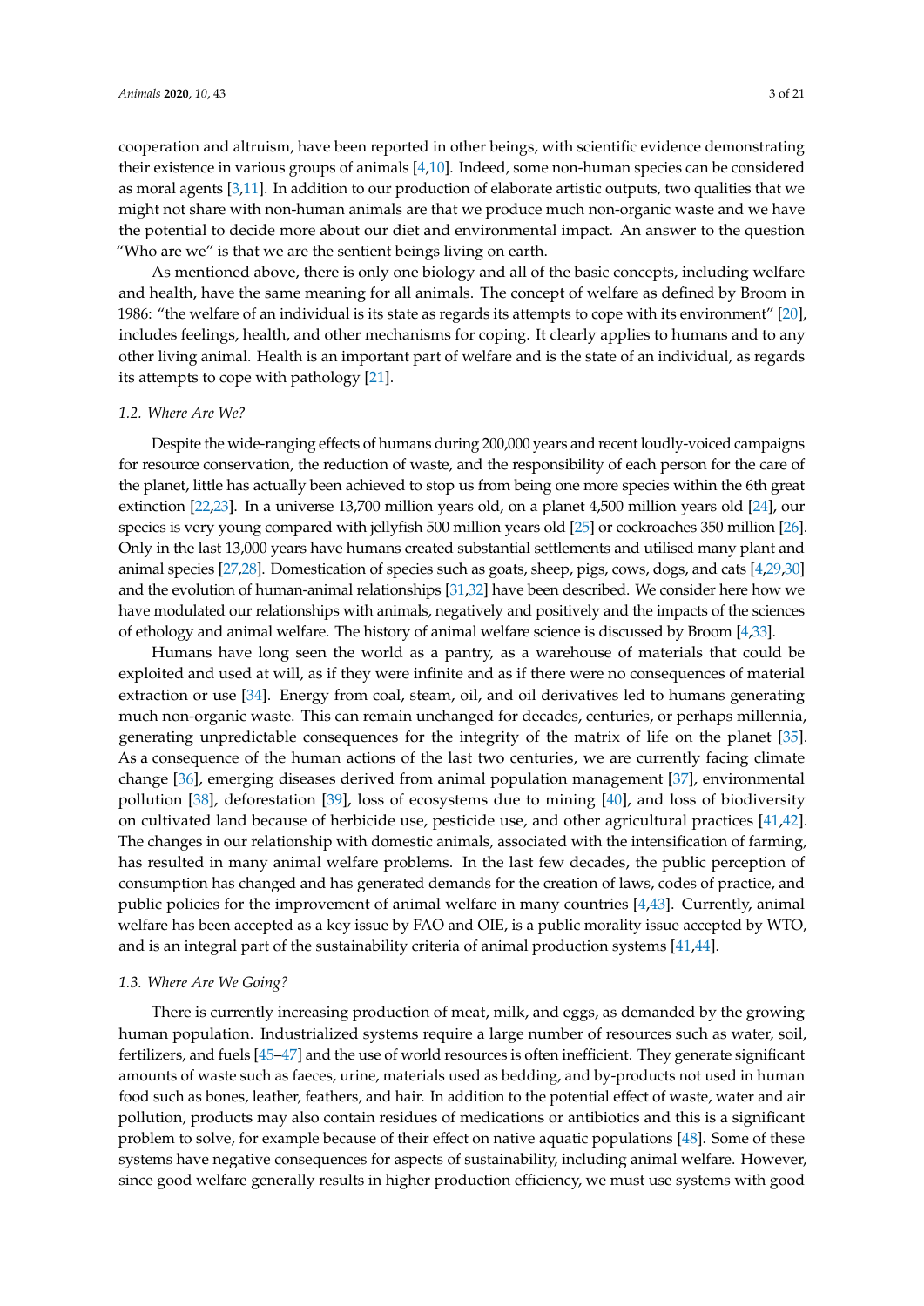cooperation and altruism, have been reported in other beings, with scientific evidence demonstrating their existence in various groups of animals [4,10]. Indeed, some non-human species can be considered as moral agents [3,11]. In addition to our production of elaborate artistic outputs, two qualities that we might not share with non-human animals are that we produce much non-organic waste and we have the potential to decide more about our diet and environmental impact. An answer to the question "Who are we" is that we are the sentient beings living on earth.

As mentioned above, there is only one biology and all of the basic concepts, including welfare and health, have the same meaning for all animals. The concept of welfare as defined by Broom in 1986: "the welfare of an individual is its state as regards its attempts to cope with its environment" [20], includes feelings, health, and other mechanisms for coping. It clearly applies to humans and to any other living animal. Health is an important part of welfare and is the state of an individual, as regards its attempts to cope with pathology [21].

### *1.2. Where Are We?*

Despite the wide-ranging effects of humans during 200,000 years and recent loudly-voiced campaigns for resource conservation, the reduction of waste, and the responsibility of each person for the care of the planet, little has actually been achieved to stop us from being one more species within the 6th great extinction [22,23]. In a universe 13,700 million years old, on a planet 4,500 million years old [24], our species is very young compared with jellyfish 500 million years old [25] or cockroaches 350 million [26]. Only in the last 13,000 years have humans created substantial settlements and utilised many plant and animal species [27,28]. Domestication of species such as goats, sheep, pigs, cows, dogs, and cats [4,29,30] and the evolution of human-animal relationships [31,32] have been described. We consider here how we have modulated our relationships with animals, negatively and positively and the impacts of the sciences of ethology and animal welfare. The history of animal welfare science is discussed by Broom [4,33].

Humans have long seen the world as a pantry, as a warehouse of materials that could be exploited and used at will, as if they were infinite and as if there were no consequences of material extraction or use [34]. Energy from coal, steam, oil, and oil derivatives led to humans generating much non-organic waste. This can remain unchanged for decades, centuries, or perhaps millennia, generating unpredictable consequences for the integrity of the matrix of life on the planet [35]. As a consequence of the human actions of the last two centuries, we are currently facing climate change [36], emerging diseases derived from animal population management [37], environmental pollution [38], deforestation [39], loss of ecosystems due to mining [40], and loss of biodiversity on cultivated land because of herbicide use, pesticide use, and other agricultural practices [41,42]. The changes in our relationship with domestic animals, associated with the intensification of farming, has resulted in many animal welfare problems. In the last few decades, the public perception of consumption has changed and has generated demands for the creation of laws, codes of practice, and public policies for the improvement of animal welfare in many countries [4,43]. Currently, animal welfare has been accepted as a key issue by FAO and OIE, is a public morality issue accepted by WTO, and is an integral part of the sustainability criteria of animal production systems [41,44].

### *1.3. Where Are We Going?*

There is currently increasing production of meat, milk, and eggs, as demanded by the growing human population. Industrialized systems require a large number of resources such as water, soil, fertilizers, and fuels [45–47] and the use of world resources is often inefficient. They generate significant amounts of waste such as faeces, urine, materials used as bedding, and by-products not used in human food such as bones, leather, feathers, and hair. In addition to the potential effect of waste, water and air pollution, products may also contain residues of medications or antibiotics and this is a significant problem to solve, for example because of their effect on native aquatic populations [48]. Some of these systems have negative consequences for aspects of sustainability, including animal welfare. However, since good welfare generally results in higher production efficiency, we must use systems with good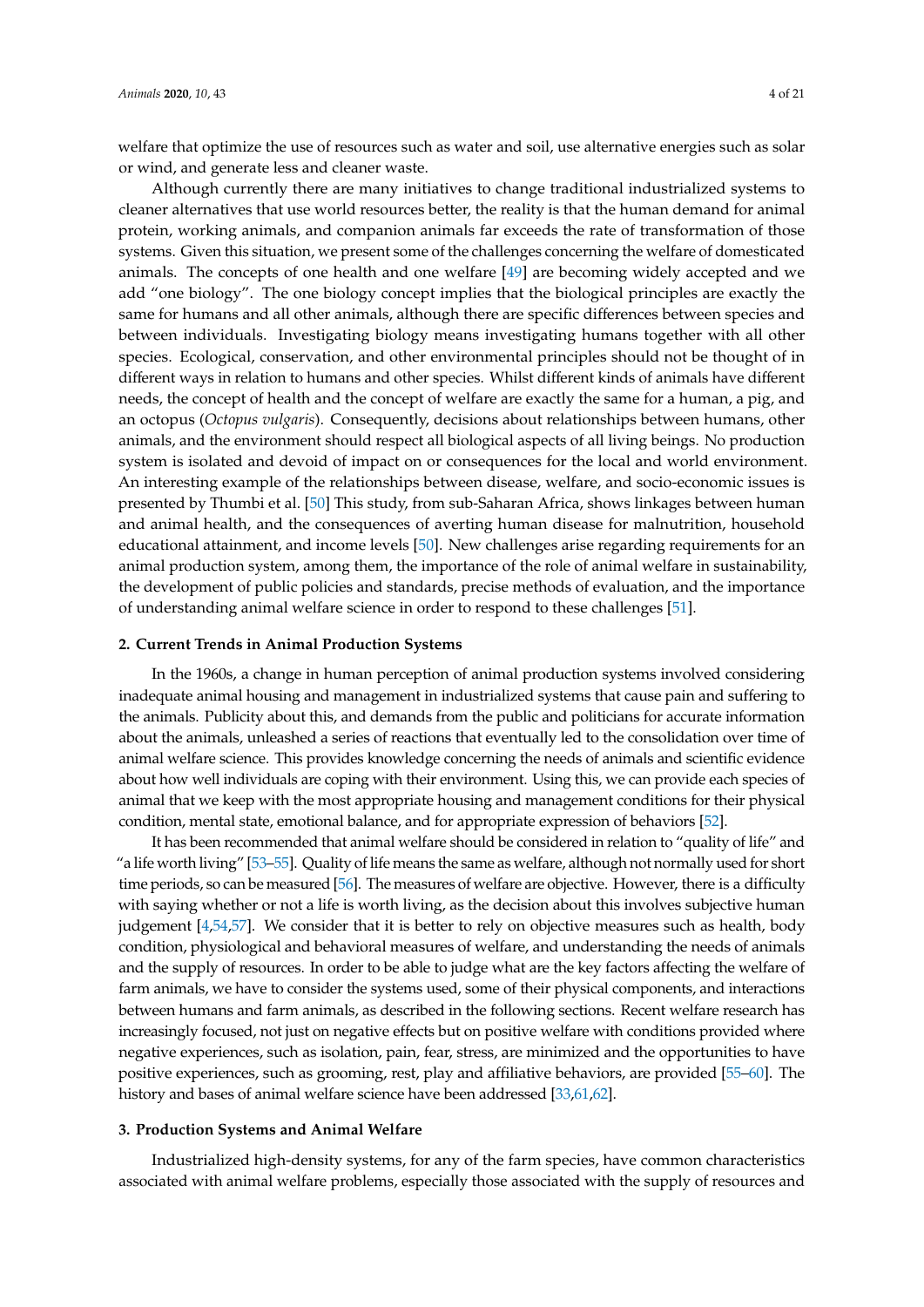welfare that optimize the use of resources such as water and soil, use alternative energies such as solar or wind, and generate less and cleaner waste.

Although currently there are many initiatives to change traditional industrialized systems to cleaner alternatives that use world resources better, the reality is that the human demand for animal protein, working animals, and companion animals far exceeds the rate of transformation of those systems. Given this situation, we present some of the challenges concerning the welfare of domesticated animals. The concepts of one health and one welfare [49] are becoming widely accepted and we add "one biology". The one biology concept implies that the biological principles are exactly the same for humans and all other animals, although there are specific differences between species and between individuals. Investigating biology means investigating humans together with all other species. Ecological, conservation, and other environmental principles should not be thought of in different ways in relation to humans and other species. Whilst different kinds of animals have different needs, the concept of health and the concept of welfare are exactly the same for a human, a pig, and an octopus (*Octopus vulgaris*). Consequently, decisions about relationships between humans, other animals, and the environment should respect all biological aspects of all living beings. No production system is isolated and devoid of impact on or consequences for the local and world environment. An interesting example of the relationships between disease, welfare, and socio-economic issues is presented by Thumbi et al. [50] This study, from sub-Saharan Africa, shows linkages between human and animal health, and the consequences of averting human disease for malnutrition, household educational attainment, and income levels [50]. New challenges arise regarding requirements for an animal production system, among them, the importance of the role of animal welfare in sustainability, the development of public policies and standards, precise methods of evaluation, and the importance of understanding animal welfare science in order to respond to these challenges [51].

## 2. Current Trends in Animal Production Systems

In the 1960s, a change in human perception of animal production systems involved considering inadequate animal housing and management in industrialized systems that cause pain and suffering to the animals. Publicity about this, and demands from the public and politicians for accurate information about the animals, unleashed a series of reactions that eventually led to the consolidation over time of animal welfare science. This provides knowledge concerning the needs of animals and scientific evidence about how well individuals are coping with their environment. Using this, we can provide each species of animal that we keep with the most appropriate housing and management conditions for their physical condition, mental state, emotional balance, and for appropriate expression of behaviors [52].

It has been recommended that animal welfare should be considered in relation to "quality of life" and "a life worth living" [53–55]. Quality of life means the same as welfare, although not normally used for short time periods, so can be measured [56]. The measures of welfare are objective. However, there is a difficulty with saying whether or not a life is worth living, as the decision about this involves subjective human judgement [4,54,57]. We consider that it is better to rely on objective measures such as health, body condition, physiological and behavioral measures of welfare, and understanding the needs of animals and the supply of resources. In order to be able to judge what are the key factors affecting the welfare of farm animals, we have to consider the systems used, some of their physical components, and interactions between humans and farm animals, as described in the following sections. Recent welfare research has increasingly focused, not just on negative effects but on positive welfare with conditions provided where negative experiences, such as isolation, pain, fear, stress, are minimized and the opportunities to have positive experiences, such as grooming, rest, play and affiliative behaviors, are provided [55–60]. The history and bases of animal welfare science have been addressed [33,61,62].

## 3. Production Systems and Animal Welfare

Industrialized high-density systems, for any of the farm species, have common characteristics associated with animal welfare problems, especially those associated with the supply of resources and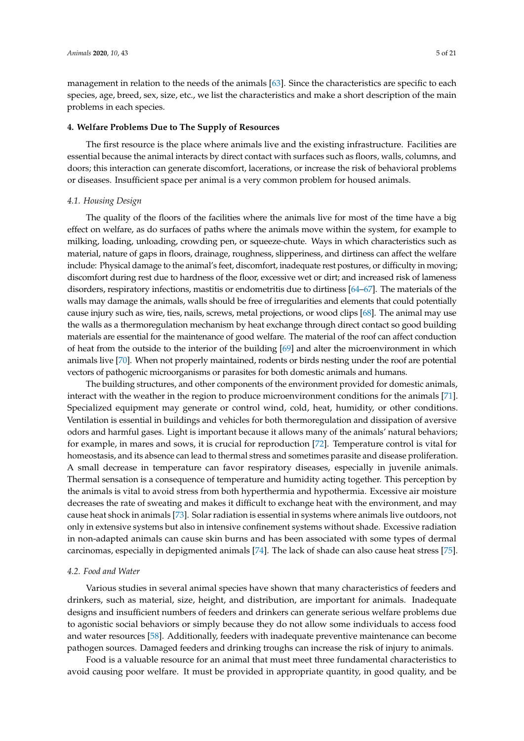management in relation to the needs of the animals [63]. Since the characteristics are specific to each species, age, breed, sex, size, etc., we list the characteristics and make a short description of the main problems in each species.

## 4. Welfare Problems Due to The Supply of Resources

The first resource is the place where animals live and the existing infrastructure. Facilities are essential because the animal interacts by direct contact with surfaces such as floors, walls, columns, and doors; this interaction can generate discomfort, lacerations, or increase the risk of behavioral problems or diseases. Insufficient space per animal is a very common problem for housed animals.

### 4.1. Housing Design

The quality of the floors of the facilities where the animals live for most of the time have a big effect on welfare, as do surfaces of paths where the animals move within the system, for example to milking, loading, unloading, crowding pen, or squeeze-chute. Ways in which characteristics such as material, nature of gaps in floors, drainage, roughness, slipperiness, and dirtiness can affect the welfare include: Physical damage to the animal's feet, discomfort, inadequate rest postures, or difficulty in moving; discomfort during rest due to hardness of the floor, excessive wet or dirt; and increased risk of lameness disorders, respiratory infections, mastitis or endometritis due to dirtiness [64–67]. The materials of the walls may damage the animals, walls should be free of irregularities and elements that could potentially cause injury such as wire, ties, nails, screws, metal projections, or wood clips [68]. The animal may use the walls as a thermoregulation mechanism by heat exchange through direct contact so good building materials are essential for the maintenance of good welfare. The material of the roof can affect conduction of heat from the outside to the interior of the building [69] and alter the microenvironment in which animals live [70]. When not properly maintained, rodents or birds nesting under the roof are potential vectors of pathogenic microorganisms or parasites for both domestic animals and humans.

The building structures, and other components of the environment provided for domestic animals, interact with the weather in the region to produce microenvironment conditions for the animals [71]. Specialized equipment may generate or control wind, cold, heat, humidity, or other conditions. Ventilation is essential in buildings and vehicles for both thermoregulation and dissipation of aversive odors and harmful gases. Light is important because it allows many of the animals' natural behaviors; for example, in mares and sows, it is crucial for reproduction [72]. Temperature control is vital for homeostasis, and its absence can lead to thermal stress and sometimes parasite and disease proliferation. A small decrease in temperature can favor respiratory diseases, especially in juvenile animals. Thermal sensation is a consequence of temperature and humidity acting together. This perception by the animals is vital to avoid stress from both hyperthermia and hypothermia. Excessive air moisture decreases the rate of sweating and makes it difficult to exchange heat with the environment, and may cause heat shock in animals [73]. Solar radiation is essential in systems where animals live outdoors, not only in extensive systems but also in intensive confinement systems without shade. Excessive radiation in non-adapted animals can cause skin burns and has been associated with some types of dermal carcinomas, especially in depigmented animals [74]. The lack of shade can also cause heat stress [75].

### 4.2. Food and Water

Various studies in several animal species have shown that many characteristics of feeders and drinkers, such as material, size, height, and distribution, are important for animals. Inadequate designs and insufficient numbers of feeders and drinkers can generate serious welfare problems due to agonistic social behaviors or simply because they do not allow some individuals to access food and water resources [58]. Additionally, feeders with inadequate preventive maintenance can become pathogen sources. Damaged feeders and drinking troughs can increase the risk of injury to animals.

Food is a valuable resource for an animal that must meet three fundamental characteristics to avoid causing poor welfare. It must be provided in appropriate quantity, in good quality, and be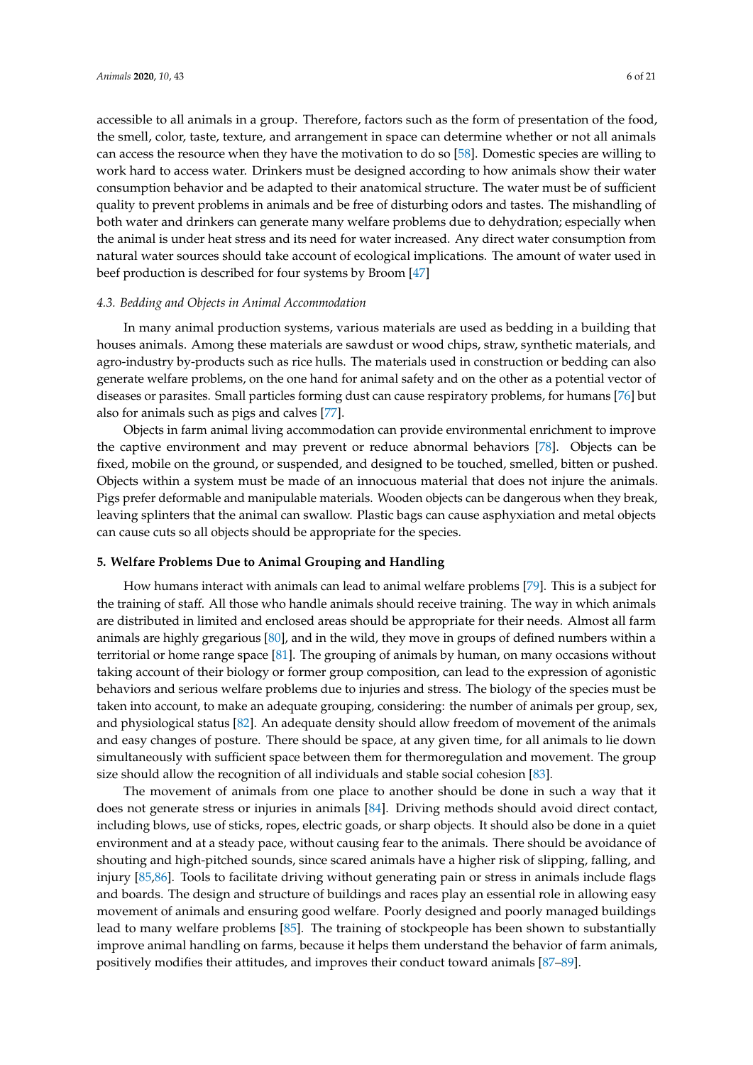accessible to all animals in a group. Therefore, factors such as the form of presentation of the food, the smell, color, taste, texture, and arrangement in space can determine whether or not all animals can access the resource when they have the motivation to do so [58]. Domestic species are willing to work hard to access water. Drinkers must be designed according to how animals show their water consumption behavior and be adapted to their anatomical structure. The water must be of sufficient quality to prevent problems in animals and be free of disturbing odors and tastes. The mishandling of both water and drinkers can generate many welfare problems due to dehydration; especially when the animal is under heat stress and its need for water increased. Any direct water consumption from natural water sources should take account of ecological implications. The amount of water used in beef production is described for four systems by Broom [47]

### *4.3. Bedding and Objects in Animal Accommodation*

In many animal production systems, various materials are used as bedding in a building that houses animals. Among these materials are sawdust or wood chips, straw, synthetic materials, and agro-industry by-products such as rice hulls. The materials used in construction or bedding can also generate welfare problems, on the one hand for animal safety and on the other as a potential vector of diseases or parasites. Small particles forming dust can cause respiratory problems, for humans [76] but also for animals such as pigs and calves [77].

Objects in farm animal living accommodation can provide environmental enrichment to improve the captive environment and may prevent or reduce abnormal behaviors [78]. Objects can be fixed, mobile on the ground, or suspended, and designed to be touched, smelled, bitten or pushed. Objects within a system must be made of an innocuous material that does not injure the animals. Pigs prefer deformable and manipulable materials. Wooden objects can be dangerous when they break, leaving splinters that the animal can swallow. Plastic bags can cause asphyxiation and metal objects can cause cuts so all objects should be appropriate for the species.

## **5. Welfare Problems Due to Animal Grouping and Handling**

How humans interact with animals can lead to animal welfare problems [79]. This is a subject for the training of staff. All those who handle animals should receive training. The way in which animals are distributed in limited and enclosed areas should be appropriate for their needs. Almost all farm animals are highly gregarious [80], and in the wild, they move in groups of defined numbers within a territorial or home range space [81]. The grouping of animals by human, on many occasions without taking account of their biology or former group composition, can lead to the expression of agonistic behaviors and serious welfare problems due to injuries and stress. The biology of the species must be taken into account, to make an adequate grouping, considering: the number of animals per group, sex, and physiological status [82]. An adequate density should allow freedom of movement of the animals and easy changes of posture. There should be space, at any given time, for all animals to lie down simultaneously with sufficient space between them for thermoregulation and movement. The group size should allow the recognition of all individuals and stable social cohesion [83].

The movement of animals from one place to another should be done in such a way that it does not generate stress or injuries in animals [84]. Driving methods should avoid direct contact, including blows, use of sticks, ropes, electric goads, or sharp objects. It should also be done in a quiet environment and at a steady pace, without causing fear to the animals. There should be avoidance of shouting and high-pitched sounds, since scared animals have a higher risk of slipping, falling, and injury [85,86]. Tools to facilitate driving without generating pain or stress in animals include flags and boards. The design and structure of buildings and races play an essential role in allowing easy movement of animals and ensuring good welfare. Poorly designed and poorly managed buildings lead to many welfare problems [85]. The training of stockpeople has been shown to substantially improve animal handling on farms, because it helps them understand the behavior of farm animals, positively modifies their attitudes, and improves their conduct toward animals [87–89].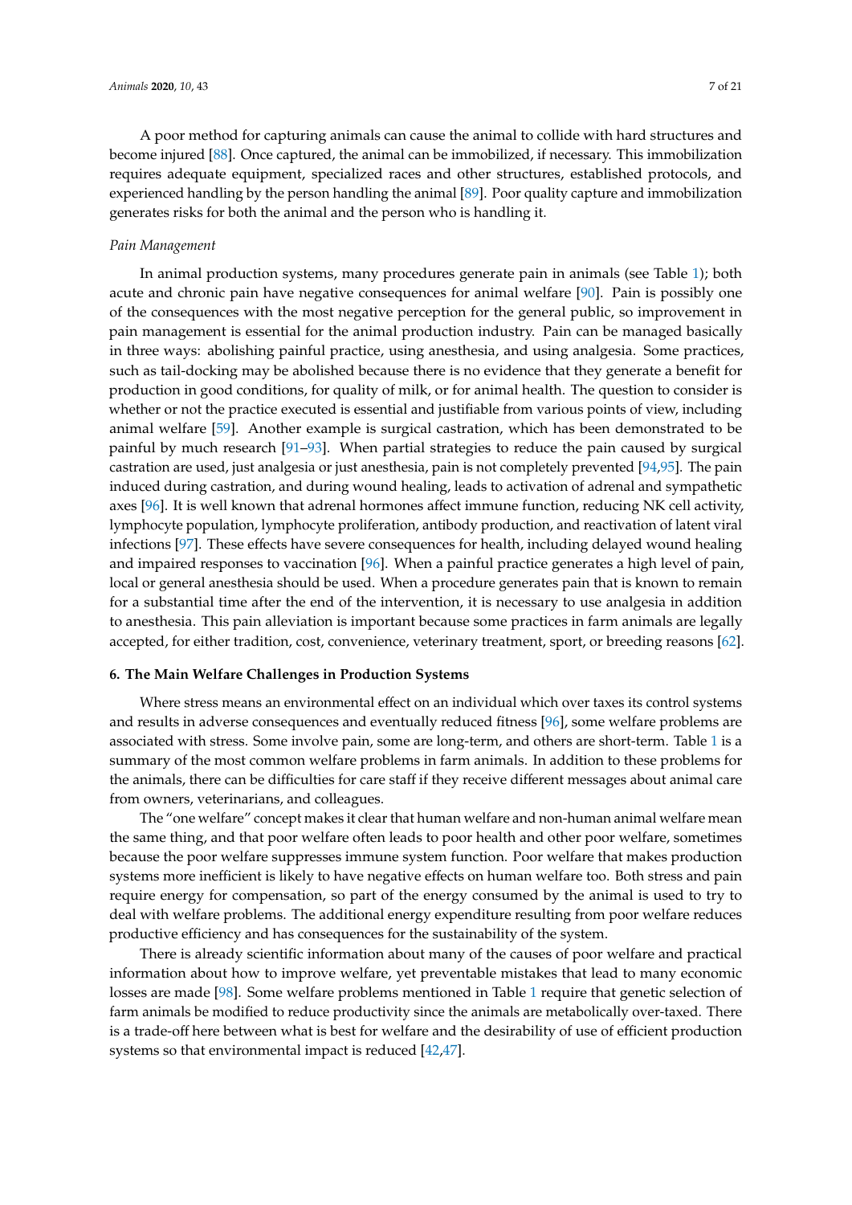A poor method for capturing animals can cause the animal to collide with hard structures and become injured [88]. Once captured, the animal can be immobilized, if necessary. This immobilization requires adequate equipment, specialized races and other structures, established protocols, and experienced handling by the person handling the animal [89]. Poor quality capture and immobilization generates risks for both the animal and the person who is handling it.

*Pain Management*

In animal production systems, many procedures generate pain in animals (see Table 1); both acute and chronic pain have negative consequences for animal welfare [90]. Pain is possibly one of the consequences with the most negative perception for the general public, so improvement in pain management is essential for the animal production industry. Pain can be managed basically in three ways: abolishing painful practice, using anesthesia, and using analgesia. Some practices, such as tail-docking may be abolished because there is no evidence that they generate a benefit for production in good conditions, for quality of milk, or for animal health. The question to consider is whether or not the practice executed is essential and justifiable from various points of view, including animal welfare [59]. Another example is surgical castration, which has been demonstrated to be painful by much research [91–93]. When partial strategies to reduce the pain caused by surgical castration are used, just analgesia or just anesthesia, pain is not completely prevented [94,95]. The pain induced during castration, and during wound healing, leads to activation of adrenal and sympathetic axes [96]. It is well known that adrenal hormones affect immune function, reducing NK cell activity, lymphocyte population, lymphocyte proliferation, antibody production, and reactivation of latent viral infections [97]. These effects have severe consequences for health, including delayed wound healing and impaired responses to vaccination [96]. When a painful practice generates a high level of pain, local or general anesthesia should be used. When a procedure generates pain that is known to remain for a substantial time after the end of the intervention, it is necessary to use analgesia in addition to anesthesia. This pain alleviation is important because some practices in farm animals are legally accepted, for either tradition, cost, convenience, veterinary treatment, sport, or breeding reasons [62].

## 6. The Main Welfare Challenges in Production Systems

Where stress means an environmental effect on an individual which over taxes its control systems and results in adverse consequences and eventually reduced fitness [96], some welfare problems are associated with stress. Some involve pain, some are long-term, and others are short-term. Table 1 is a summary of the most common welfare problems in farm animals. In addition to these problems for the animals, there can be difficulties for care staff if they receive different messages about animal care from owners, veterinarians, and colleagues.

The "one welfare" concept makes it clear that human welfare and non-human animal welfare mean the same thing, and that poor welfare often leads to poor health and other poor welfare, sometimes because the poor welfare suppresses immune system function. Poor welfare that makes production systems more inefficient is likely to have negative effects on human welfare too. Both stress and pain require energy for compensation, so part of the energy consumed by the animal is used to try to deal with welfare problems. The additional energy expenditure resulting from poor welfare reduces productive efficiency and has consequences for the sustainability of the system.

There is already scientific information about many of the causes of poor welfare and practical information about how to improve welfare, yet preventable mistakes that lead to many economic losses are made [98]. Some welfare problems mentioned in Table 1 require that genetic selection of farm animals be modified to reduce productivity since the animals are metabolically over-taxed. There is a trade-off here between what is best for welfare and the desirability of use of efficient production systems so that environmental impact is reduced [42,47].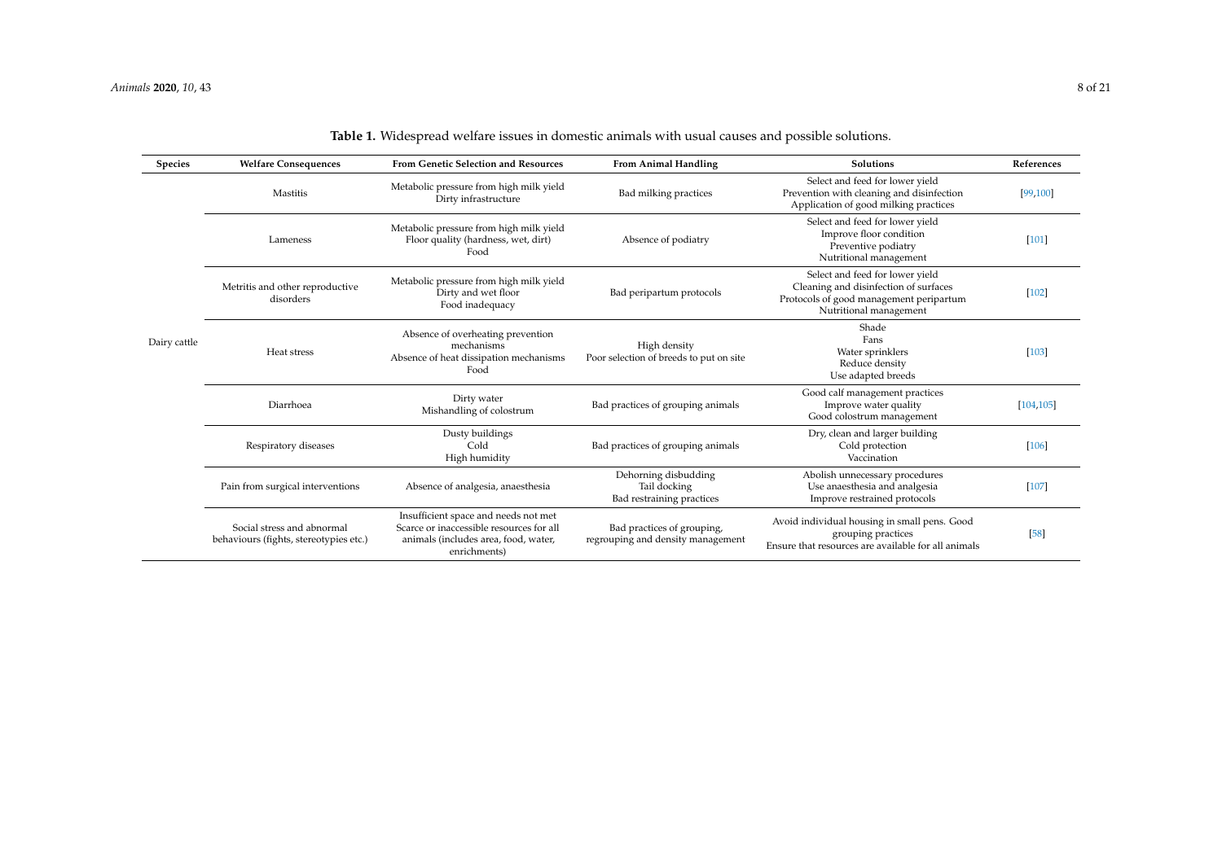**Table 1.** Widespread welfare issues in domestic animals with usual causes and possible solutions.

| Species | Welfare Consequences | From Genetic Selection and Resources | From Animal Handling | Solutions | References |
|---|---|---|---|---|---|
| Dairy cattle | Mastitis | Metabolic pressure from high milk yield<br>Dirty infrastructure | Bad milking practices | Select and feed for lower yield<br>Prevention with cleaning and disinfection<br>Application of good milking practices | [99,100] |
| | Lameness | Metabolic pressure from high milk yield<br>Floor quality (hardness, wet, dirt)<br>Food | Absence of podiatry | Select and feed for lower yield<br>Improve floor condition<br>Preventive podiatry<br>Nutritional management | [101] |
| | Metritis and other reproductive disorders | Metabolic pressure from high milk yield<br>Dirty and wet floor<br>Food inadequacy | Bad peripartum protocols | Select and feed for lower yield<br>Cleaning and disinfection of surfaces<br>Protocols of good management peripartum<br>Nutritional management | [102] |
| | Heat stress | Absence of overheating prevention mechanisms<br>Absence of heat dissipation mechanisms<br>Food | High density<br>Poor selection of breeds to put on site | Shade<br>Fans<br>Water sprinklers<br>Reduce density<br>Use adapted breeds | [103] |
| | Diarrhoea | Dirty water<br>Mishandling of colostrum | Bad practices of grouping animals | Good calf management practices<br>Improve water quality<br>Good colostrum management | [104,105] |
| | Respiratory diseases | Dusty buildings<br>Cold<br>High humidity | Bad practices of grouping animals | Dry, clean and larger building<br>Cold protection<br>Vaccination | [106] |
| | Pain from surgical interventions | Absence of analgesia, anaesthesia | Dehorning disbudding<br>Tail docking<br>Bad restraining practices | Abolish unnecessary procedures<br>Use anaesthesia and analgesia<br>Improve restrained protocols | [107] |
| | Social stress and abnormal behaviours (fights, stereotypies etc.) | Insufficient space and needs not met<br>Scarce or inaccessible resources for all animals (includes area, food, water, enrichments) | Bad practices of grouping, regrouping and density management | Avoid individual housing in small pens. Good grouping practices<br>Ensure that resources are available for all animals | [58] |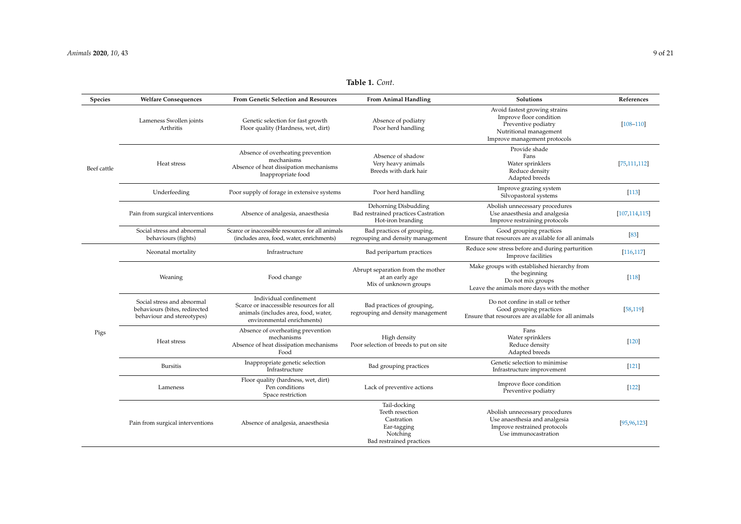**Table 1.** *Cont.*

| Species | Welfare Consequences | From Genetic Selection and Resources | From Animal Handling | Solutions | References |
|---|---|---|---|---|---|
| Beef cattle | Lameness Swollen joints Arthritis | Genetic selection for fast growth Floor quality (Hardness, wet, dirt) | Absence of podiatry Poor herd handling | Avoid fastest growing strains Improve floor condition Preventive podiatry Nutritional management Improve management protocols | [108–110] |
| | Heat stress | Absence of overheating prevention mechanisms Absence of heat dissipation mechanisms Inappropriate food | Absence of shadow Very heavy animals Breeds with dark hair | Provide shade Fans Water sprinklers Reduce density Adapted breeds | [75,111,112] |
| | Underfeeding | Poor supply of forage in extensive systems | Poor herd handling | Improve grazing system Silvopastoral systems | [113] |
| | Pain from surgical interventions | Absence of analgesia, anaesthesia | Dehorning Disbudding Bad restrained practices Castration Hot-iron branding | Abolish unnecessary procedures Use anaesthesia and analgesia Improve restraining protocols | [107,114,115] |
| | Social stress and abnormal behaviours (fights) | Scarce or inaccessible resources for all animals (includes area, food, water, enrichments) | Bad practices of grouping, regrouping and density management | Good grouping practices Ensure that resources are available for all animals | [83] |
| Pigs | Neonatal mortality | Infrastructure | Bad peripartum practices | Reduce sow stress before and during parturition Improve facilities | [116,117] |
| | Weaning | Food change | Abrupt separation from the mother at an early age Mix of unknown groups | Make groups with established hierarchy from the beginning Do not mix groups Leave the animals more days with the mother | [118] |
| | Social stress and abnormal behaviours (bites, redirected behaviour and stereotypes) | Individual confinement Scarce or inaccessible resources for all animals (includes area, food, water, environmental enrichments) | Bad practices of grouping, regrouping and density management | Do not confine in stall or tether Good grouping practices Ensure that resources are available for all animals | [58,119] |
| | Heat stress | Absence of overheating prevention mechanisms Absence of heat dissipation mechanisms Food | High density Poor selection of breeds to put on site | Fans Water sprinklers Reduce density Adapted breeds | [120] |
| | Bursitis | Inappropriate genetic selection Infrastructure | Bad grouping practices | Genetic selection to minimise Infrastructure improvement | [121] |
| | Lameness | Floor quality (hardness, wet, dirt) Pen conditions Space restriction | Lack of preventive actions | Improve floor condition Preventive podiatry | [122] |
| | Pain from surgical interventions | Absence of analgesia, anaesthesia | Tail-docking Teeth resection Castration Ear-tagging Notching Bad restrained practices | Abolish unnecessary procedures Use anaesthesia and analgesia Improve restrained protocols Use immunocastration | [95,96,123] |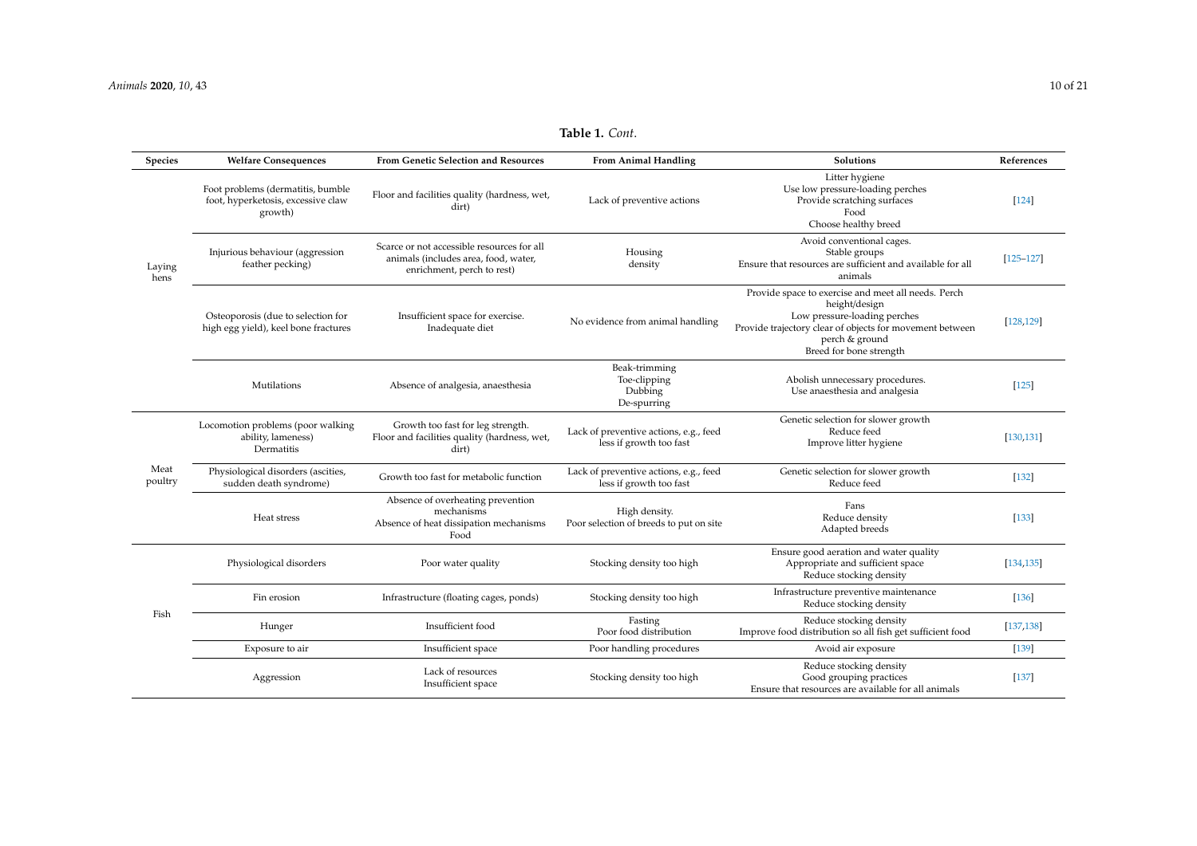**Table 1.** *Cont.*

| Species | Welfare Consequences | From Genetic Selection and Resources | From Animal Handling | Solutions | References |
|---|---|---|---|---|---|
| Laying hens | Foot problems (dermatitis, bumble foot, hyperketosis, excessive claw growth) | Floor and facilities quality (hardness, wet, dirt) | Lack of preventive actions | Litter hygiene<br>Use low pressure-loading perches<br>Provide scratching surfaces<br>Food<br>Choose healthy breed | [124] |
| | Injurious behaviour (aggression feather pecking) | Scarce or not accessible resources for all animals (includes area, food, water, enrichment, perch to rest) | Housing density | Avoid conventional cages.<br>Stable groups<br>Ensure that resources are sufficient and available for all animals | [125–127] |
| | Osteoporosis (due to selection for high egg yield), keel bone fractures | Insufficient space for exercise.<br>Inadequate diet | No evidence from animal handling | Provide space to exercise and meet all needs. Perch height/design<br>Low pressure-loading perches<br>Provide trajectory clear of objects for movement between perch & ground<br>Breed for bone strength | [128,129] |
| | Mutilations | Absence of analgesia, anaesthesia | Beak-trimming<br>Toe-clipping<br>Dubbing<br>De-spurring | Abolish unnecessary procedures.<br>Use anaesthesia and analgesia | [125] |
| Meat poultry | Locomotion problems (poor walking ability, lameness)<br>Dermatitis | Growth too fast for leg strength.<br>Floor and facilities quality (hardness, wet, dirt) | Lack of preventive actions, e.g., feed less if growth too fast | Genetic selection for slower growth<br>Reduce feed<br>Improve litter hygiene | [130,131] |
| | Physiological disorders (ascities, sudden death syndrome) | Growth too fast for metabolic function | Lack of preventive actions, e.g., feed less if growth too fast | Genetic selection for slower growth<br>Reduce feed | [132] |
| | Heat stress | Absence of overheating prevention mechanisms<br>Absence of heat dissipation mechanisms<br>Food | High density.<br>Poor selection of breeds to put on site | Fans<br>Reduce density<br>Adapted breeds | [133] |
| Fish | Physiological disorders | Poor water quality | Stocking density too high | Ensure good aeration and water quality<br>Appropriate and sufficient space<br>Reduce stocking density | [134,135] |
| | Fin erosion | Infrastructure (floating cages, ponds) | Stocking density too high | Infrastructure preventive maintenance<br>Reduce stocking density | [136] |
| | Hunger | Insufficient food | Fasting<br>Poor food distribution | Reduce stocking density<br>Improve food distribution so all fish get sufficient food | [137,138] |
| | Exposure to air | Insufficient space | Poor handling procedures | Avoid air exposure | [139] |
| | Aggression | Lack of resources<br>Insufficient space | Stocking density too high | Reduce stocking density<br>Good grouping practices<br>Ensure that resources are available for all animals | [137] |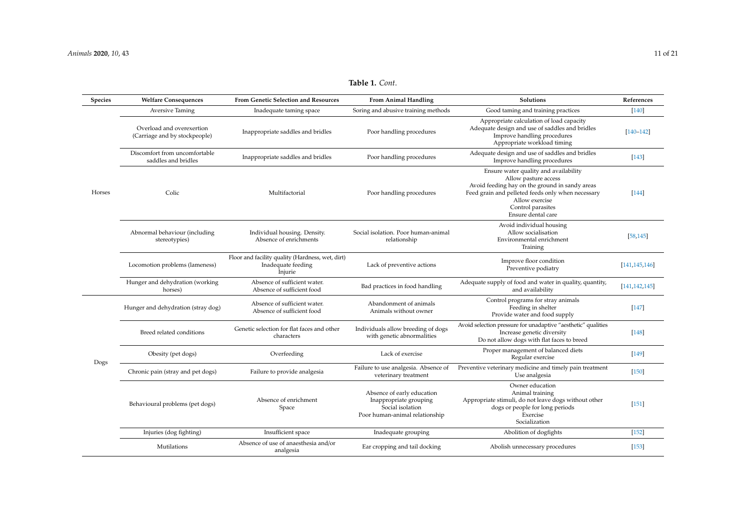**Table 1.** *Cont.*

| Species | Welfare Consequences | From Genetic Selection and Resources | From Animal Handling | Solutions | References |
|---|---|---|---|---|---|
| Horses | Aversive Taming | Inadequate taming space | Soring and abusive training methods | Good taming and training practices | [140] |
| | Overload and overexertion (Carriage and by stockpeople) | Inappropriate saddles and bridles | Poor handling procedures | Appropriate calculation of load capacity<br>Adequate design and use of saddles and bridles<br>Improve handling procedures<br>Appropriate workload timing | [140–142] |
| | Discomfort from uncomfortable saddles and bridles | Inappropriate saddles and bridles | Poor handling procedures | Adequate design and use of saddles and bridles<br>Improve handling procedures | [143] |
| | Colic | Multifactorial | Poor handling procedures | Ensure water quality and availability<br>Allow pasture access<br>Avoid feeding hay on the ground in sandy areas<br>Feed grain and pelleted feeds only when necessary<br>Allow exercise<br>Control parasites<br>Ensure dental care | [144] |
| | Abnormal behaviour (including stereotypies) | Individual housing. Density. Absence of enrichments | Social isolation. Poor human-animal relationship | Avoid individual housing<br>Allow socialisation<br>Environmental enrichment<br>Training | [58,145] |
| | Locomotion problems (lameness) | Floor and facility quality (Hardness, wet, dirt)<br>Inadequate feeding<br>Injurie | Lack of preventive actions | Improve floor condition<br>Preventive podiatry | [141,145,146] |
| | Hunger and dehydration (working horses) | Absence of sufficient water.<br>Absence of sufficient food | Bad practices in food handling | Adequate supply of food and water in quality, quantity, and availability | [141,142,145] |
| Dogs | Hunger and dehydration (stray dog) | Absence of sufficient water.<br>Absence of sufficient food | Abandonment of animals<br>Animals without owner | Control programs for stray animals<br>Feeding in shelter<br>Provide water and food supply | [147] |
| | Breed related conditions | Genetic selection for flat faces and other characters | Individuals allow breeding of dogs with genetic abnormalities | Avoid selection pressure for unadaptive "aesthetic" qualities<br>Increase genetic diversity<br>Do not allow dogs with flat faces to breed | [148] |
| | Obesity (pet dogs) | Overfeeding | Lack of exercise | Proper management of balanced diets<br>Regular exercise | [149] |
| | Chronic pain (stray and pet dogs) | Failure to provide analgesia | Failure to use analgesia. Absence of veterinary treatment | Preventive veterinary medicine and timely pain treatment<br>Use analgesia | [150] |
| | Behavioural problems (pet dogs) | Absence of enrichment<br>Space | Absence of early education<br>Inappropriate grouping<br>Social isolation<br>Poor human-animal relationship | Owner education<br>Animal training<br>Appropriate stimuli, do not leave dogs without other dogs or people for long periods<br>Exercise<br>Socialization | [151] |
| | Injuries (dog fighting) | Insufficient space | Inadequate grouping | Abolition of dogfights | [152] |
| | Mutilations | Absence of use of anaesthesia and/or analgesia | Ear cropping and tail docking | Abolish unnecessary procedures | [153] |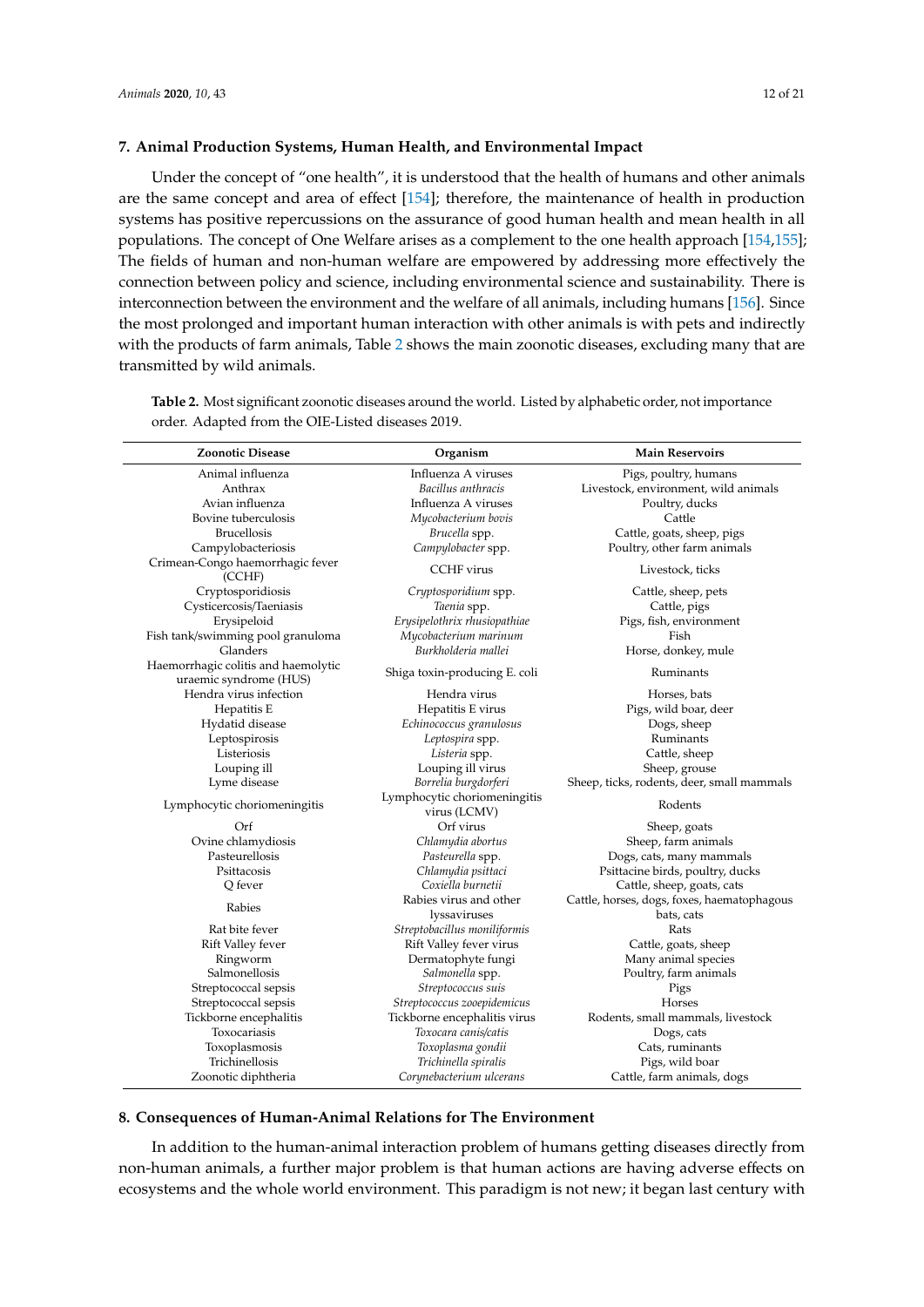## 7. Animal Production Systems, Human Health, and Environmental Impact

Under the concept of "one health", it is understood that the health of humans and other animals are the same concept and area of effect [154]; therefore, the maintenance of health in production systems has positive repercussions on the assurance of good human health and mean health in all populations. The concept of One Welfare arises as a complement to the one health approach [154,155]; The fields of human and non-human welfare are empowered by addressing more effectively the connection between policy and science, including environmental science and sustainability. There is interconnection between the environment and the welfare of all animals, including humans [156]. Since the most prolonged and important human interaction with other animals is with pets and indirectly with the products of farm animals, Table 2 shows the main zoonotic diseases, excluding many that are transmitted by wild animals.

**Table 2.** Most significant zoonotic diseases around the world. Listed by alphabetic order, not importance order. Adapted from the OIE-Listed diseases 2019.

| Zoonotic Disease | Organism | Main Reservoirs |
|---|---|---|
| Animal influenza | Influenza A viruses | Pigs, poultry, humans |
| Anthrax | *Bacillus anthracis* | Livestock, environment, wild animals |
| Avian influenza | Influenza A viruses | Poultry, ducks |
| Bovine tuberculosis | *Mycobacterium bovis* | Cattle |
| Brucellosis | *Brucella* spp. | Cattle, goats, sheep, pigs |
| Campylobacteriosis | *Campylobacter* spp. | Poultry, other farm animals |
| Crimean-Congo haemorrhagic fever (CCHF) | CCHF virus | Livestock, ticks |
| Cryptosporidiosis | *Cryptosporidium* spp. | Cattle, sheep, pets |
| Cysticercosis/Taeniasis | *Taenia* spp. | Cattle, pigs |
| Erysipeloid | *Erysipelothrix rhusiopathiae* | Pigs, fish, environment |
| Fish tank/swimming pool granuloma | *Mycobacterium marinum* | Fish |
| Glanders | *Burkholderia mallei* | Horse, donkey, mule |
| Haemorrhagic colitis and haemolytic uraemic syndrome (HUS) | Shiga toxin-producing E. coli | Ruminants |
| Hendra virus infection | Hendra virus | Horses, bats |
| Hepatitis E | Hepatitis E virus | Pigs, wild boar, deer |
| Hydatid disease | *Echinococcus granulosus* | Dogs, sheep |
| Leptospirosis | *Leptospira* spp. | Ruminants |
| Listeriosis | *Listeria* spp. | Cattle, sheep |
| Louping ill | Louping ill virus | Sheep, grouse |
| Lyme disease | *Borrelia burgdorferi* | Sheep, ticks, rodents, deer, small mammals |
| Lymphocytic choriomeningitis | Lymphocytic choriomeningitis virus (LCMV) | Rodents |
| Orf | Orf virus | Sheep, goats |
| Ovine chlamydiosis | *Chlamydia abortus* | Sheep, farm animals |
| Pasteurellosis | *Pasteurella* spp. | Dogs, cats, many mammals |
| Psittacosis | *Chlamydia psittaci* | Psittacine birds, poultry, ducks |
| Q fever | *Coxiella burnetii* | Cattle, sheep, goats, cats |
| Rabies | Rabies virus and other lyssaviruses | Cattle, horses, dogs, foxes, haematophagous bats, cats |
| Rat bite fever | *Streptobacillus moniliformis* | Rats |
| Rift Valley fever | Rift Valley fever virus | Cattle, goats, sheep |
| Ringworm | Dermatophyte fungi | Many animal species |
| Salmonellosis | *Salmonella* spp. | Poultry, farm animals |
| Streptococcal sepsis | *Streptococcus suis* | Pigs |
| Streptococcal sepsis | *Streptococcus zooepidemicus* | Horses |
| Tickborne encephalitis | Tickborne encephalitis virus | Rodents, small mammals, livestock |
| Toxocariasis | *Toxocara canis/catis* | Dogs, cats |
| Toxoplasmosis | *Toxoplasma gondii* | Cats, ruminants |
| Trichinellosis | *Trichinella spiralis* | Pigs, wild boar |
| Zoonotic diphtheria | *Corynebacterium ulcerans* | Cattle, farm animals, dogs |

## 8. Consequences of Human-Animal Relations for The Environment

In addition to the human-animal interaction problem of humans getting diseases directly from non-human animals, a further major problem is that human actions are having adverse effects on ecosystems and the whole world environment. This paradigm is not new; it began last century with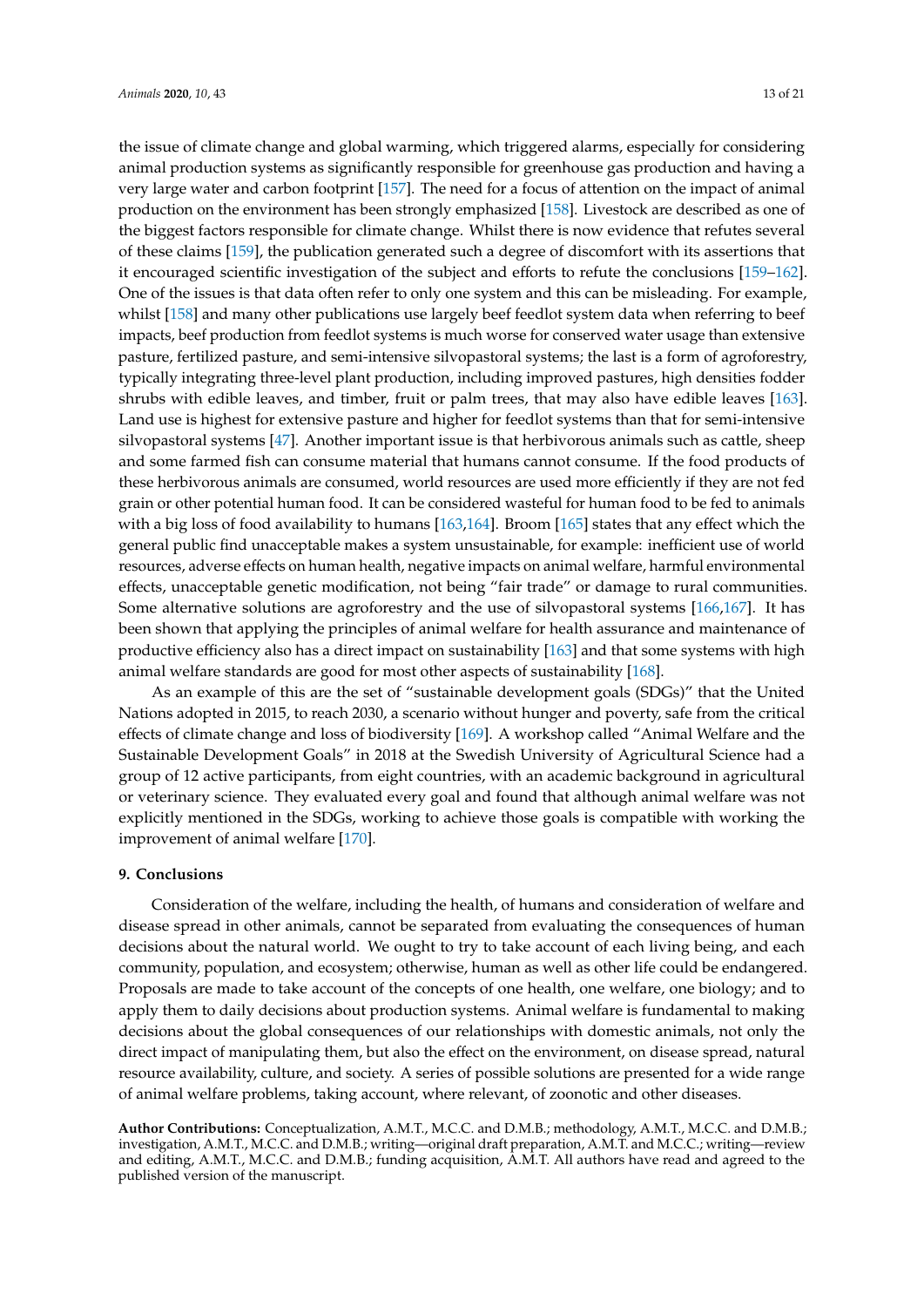the issue of climate change and global warming, which triggered alarms, especially for considering animal production systems as significantly responsible for greenhouse gas production and having a very large water and carbon footprint [157]. The need for a focus of attention on the impact of animal production on the environment has been strongly emphasized [158]. Livestock are described as one of the biggest factors responsible for climate change. Whilst there is now evidence that refutes several of these claims [159], the publication generated such a degree of discomfort with its assertions that it encouraged scientific investigation of the subject and efforts to refute the conclusions [159–162]. One of the issues is that data often refer to only one system and this can be misleading. For example, whilst [158] and many other publications use largely beef feedlot system data when referring to beef impacts, beef production from feedlot systems is much worse for conserved water usage than extensive pasture, fertilized pasture, and semi-intensive silvopastoral systems; the last is a form of agroforestry, typically integrating three-level plant production, including improved pastures, high densities fodder shrubs with edible leaves, and timber, fruit or palm trees, that may also have edible leaves [163]. Land use is highest for extensive pasture and higher for feedlot systems than that for semi-intensive silvopastoral systems [47]. Another important issue is that herbivorous animals such as cattle, sheep and some farmed fish can consume material that humans cannot consume. If the food products of these herbivorous animals are consumed, world resources are used more efficiently if they are not fed grain or other potential human food. It can be considered wasteful for human food to be fed to animals with a big loss of food availability to humans [163,164]. Broom [165] states that any effect which the general public find unacceptable makes a system unsustainable, for example: inefficient use of world resources, adverse effects on human health, negative impacts on animal welfare, harmful environmental effects, unacceptable genetic modification, not being "fair trade" or damage to rural communities. Some alternative solutions are agroforestry and the use of silvopastoral systems [166,167]. It has been shown that applying the principles of animal welfare for health assurance and maintenance of productive efficiency also has a direct impact on sustainability [163] and that some systems with high animal welfare standards are good for most other aspects of sustainability [168].

As an example of this are the set of "sustainable development goals (SDGs)" that the United Nations adopted in 2015, to reach 2030, a scenario without hunger and poverty, safe from the critical effects of climate change and loss of biodiversity [169]. A workshop called "Animal Welfare and the Sustainable Development Goals" in 2018 at the Swedish University of Agricultural Science had a group of 12 active participants, from eight countries, with an academic background in agricultural or veterinary science. They evaluated every goal and found that although animal welfare was not explicitly mentioned in the SDGs, working to achieve those goals is compatible with working the improvement of animal welfare [170].

## 9. Conclusions

Consideration of the welfare, including the health, of humans and consideration of welfare and disease spread in other animals, cannot be separated from evaluating the consequences of human decisions about the natural world. We ought to try to take account of each living being, and each community, population, and ecosystem; otherwise, human as well as other life could be endangered. Proposals are made to take account of the concepts of one health, one welfare, one biology; and to apply them to daily decisions about production systems. Animal welfare is fundamental to making decisions about the global consequences of our relationships with domestic animals, not only the direct impact of manipulating them, but also the effect on the environment, on disease spread, natural resource availability, culture, and society. A series of possible solutions are presented for a wide range of animal welfare problems, taking account, where relevant, of zoonotic and other diseases.

**Author Contributions:** Conceptualization, A.M.T., M.C.C. and D.M.B.; methodology, A.M.T., M.C.C. and D.M.B.; investigation, A.M.T., M.C.C. and D.M.B.; writing—original draft preparation, A.M.T. and M.C.C.; writing—review and editing, A.M.T., M.C.C. and D.M.B.; funding acquisition, A.M.T. All authors have read and agreed to the published version of the manuscript.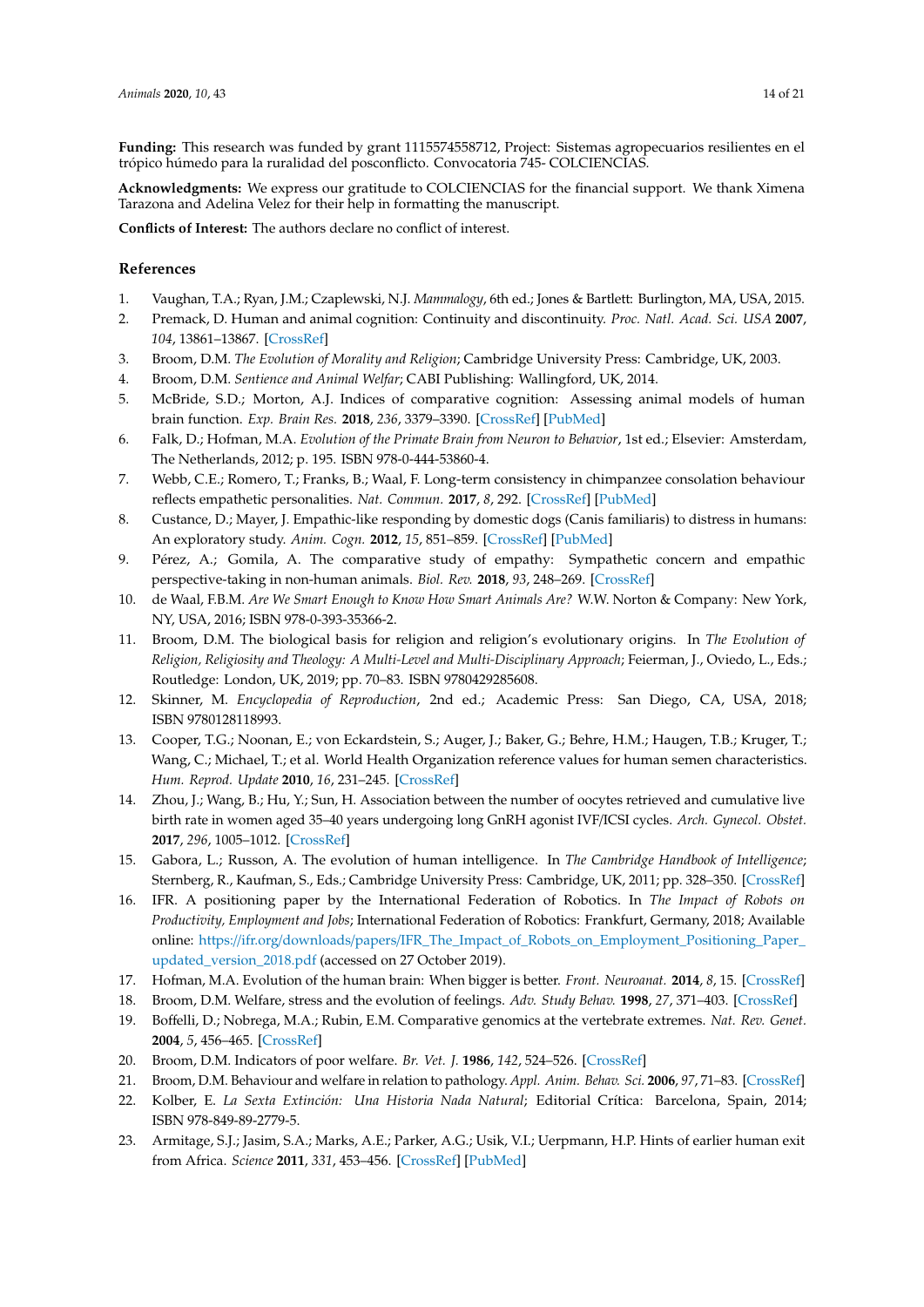**Funding:** This research was funded by grant 1115574558712, Project: Sistemas agropecuarios resilientes en el trópico húmedo para la ruralidad del posconflicto. Convocatoria 745- COLCIENCIAS.

**Acknowledgments:** We express our gratitude to COLCIENCIAS for the financial support. We thank Ximena Tarazona and Adelina Velez for their help in formatting the manuscript.

**Conflicts of Interest:** The authors declare no conflict of interest.

## References

1. Vaughan, T.A.; Ryan, J.M.; Czaplewski, N.J. *Mammalogy*, 6th ed.; Jones & Bartlett: Burlington, MA, USA, 2015.
2. Premack, D. Human and animal cognition: Continuity and discontinuity. *Proc. Natl. Acad. Sci. USA* **2007**, *104*, 13861–13867. [CrossRef]
3. Broom, D.M. *The Evolution of Morality and Religion*; Cambridge University Press: Cambridge, UK, 2003.
4. Broom, D.M. *Sentience and Animal Welfar*; CABI Publishing: Wallingford, UK, 2014.
5. McBride, S.D.; Morton, A.J. Indices of comparative cognition: Assessing animal models of human brain function. *Exp. Brain Res.* **2018**, *236*, 3379–3390. [CrossRef] [PubMed]
6. Falk, D.; Hofman, M.A. *Evolution of the Primate Brain from Neuron to Behavior*, 1st ed.; Elsevier: Amsterdam, The Netherlands, 2012; p. 195. ISBN 978-0-444-53860-4.
7. Webb, C.E.; Romero, T.; Franks, B.; Waal, F. Long-term consistency in chimpanzee consolation behaviour reflects empathetic personalities. *Nat. Commun.* **2017**, *8*, 292. [CrossRef] [PubMed]
8. Custance, D.; Mayer, J. Empathic-like responding by domestic dogs (Canis familiaris) to distress in humans: An exploratory study. *Anim. Cogn.* **2012**, *15*, 851–859. [CrossRef] [PubMed]
9. Pérez, A.; Gomila, A. The comparative study of empathy: Sympathetic concern and empathic perspective-taking in non-human animals. *Biol. Rev.* **2018**, *93*, 248–269. [CrossRef]
10. de Waal, F.B.M. *Are We Smart Enough to Know How Smart Animals Are?* W.W. Norton & Company: New York, NY, USA, 2016; ISBN 978-0-393-35366-2.
11. Broom, D.M. The biological basis for religion and religion's evolutionary origins. In *The Evolution of Religion, Religiosity and Theology: A Multi-Level and Multi-Disciplinary Approach*; Feierman, J., Oviedo, L., Eds.; Routledge: London, UK, 2019; pp. 70–83. ISBN 9780429285608.
12. Skinner, M. *Encyclopedia of Reproduction*, 2nd ed.; Academic Press: San Diego, CA, USA, 2018; ISBN 9780128118993.
13. Cooper, T.G.; Noonan, E.; von Eckardstein, S.; Auger, J.; Baker, G.; Behre, H.M.; Haugen, T.B.; Kruger, T.; Wang, C.; Michael, T.; et al. World Health Organization reference values for human semen characteristics. *Hum. Reprod. Update* **2010**, *16*, 231–245. [CrossRef]
14. Zhou, J.; Wang, B.; Hu, Y.; Sun, H. Association between the number of oocytes retrieved and cumulative live birth rate in women aged 35–40 years undergoing long GnRH agonist IVF/ICSI cycles. *Arch. Gynecol. Obstet.* **2017**, *296*, 1005–1012. [CrossRef]
15. Gabora, L.; Russon, A. The evolution of human intelligence. In *The Cambridge Handbook of Intelligence*; Sternberg, R., Kaufman, S., Eds.; Cambridge University Press: Cambridge, UK, 2011; pp. 328–350. [CrossRef]
16. IFR. A positioning paper by the International Federation of Robotics. In *The Impact of Robots on Productivity, Employment and Jobs*; International Federation of Robotics: Frankfurt, Germany, 2018; Available online: https://ifr.org/downloads/papers/IFR_The_Impact_of_Robots_on_Employment_Positioning_Paper_updated_version_2018.pdf (accessed on 27 October 2019).
17. Hofman, M.A. Evolution of the human brain: When bigger is better. *Front. Neuroanat.* **2014**, *8*, 15. [CrossRef]
18. Broom, D.M. Welfare, stress and the evolution of feelings. *Adv. Study Behav.* **1998**, *27*, 371–403. [CrossRef]
19. Boffelli, D.; Nobrega, M.A.; Rubin, E.M. Comparative genomics at the vertebrate extremes. *Nat. Rev. Genet.* **2004**, *5*, 456–465. [CrossRef]
20. Broom, D.M. Indicators of poor welfare. *Br. Vet. J.* **1986**, *142*, 524–526. [CrossRef]
21. Broom, D.M. Behaviour and welfare in relation to pathology. *Appl. Anim. Behav. Sci.* **2006**, *97*, 71–83. [CrossRef]
22. Kolber, E. *La Sexta Extinción: Una Historia Nada Natural*; Editorial Crítica: Barcelona, Spain, 2014; ISBN 978-849-89-2779-5.
23. Armitage, S.J.; Jasim, S.A.; Marks, A.E.; Parker, A.G.; Usik, V.I.; Uerpmann, H.P. Hints of earlier human exit from Africa. *Science* **2011**, *331*, 453–456. [CrossRef] [PubMed]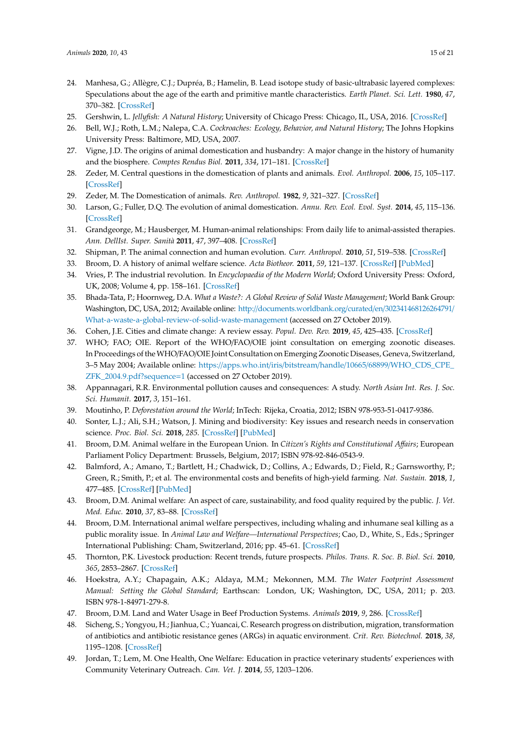24. Manhesa, G.; Allègre, C.J.; Dupréa, B.; Hamelin, B. Lead isotope study of basic-ultrabasic layered complexes: Speculations about the age of the earth and primitive mantle characteristics. *Earth Planet. Sci. Lett.* **1980**, *47*, 370–382. [CrossRef]
25. Gershwin, L. *Jellyfish: A Natural History*; University of Chicago Press: Chicago, IL, USA, 2016. [CrossRef]
26. Bell, W.J.; Roth, L.M.; Nalepa, C.A. *Cockroaches: Ecology, Behavior, and Natural History*; The Johns Hopkins University Press: Baltimore, MD, USA, 2007.
27. Vigne, J.D. The origins of animal domestication and husbandry: A major change in the history of humanity and the biosphere. *Comptes Rendus Biol.* **2011**, *334*, 171–181. [CrossRef]
28. Zeder, M. Central questions in the domestication of plants and animals. *Evol. Anthropol.* **2006**, *15*, 105–117. [CrossRef]
29. Zeder, M. The Domestication of animals. *Rev. Anthropol.* **1982**, *9*, 321–327. [CrossRef]
30. Larson, G.; Fuller, D.Q. The evolution of animal domestication. *Annu. Rev. Ecol. Evol. Syst.* **2014**, *45*, 115–136. [CrossRef]
31. Grandgeorge, M.; Hausberger, M. Human-animal relationships: From daily life to animal-assisted therapies. *Ann. DellIst. Super. Sanità* **2011**, *47*, 397–408. [CrossRef]
32. Shipman, P. The animal connection and human evolution. *Curr. Anthropol.* **2010**, *51*, 519–538. [CrossRef]
33. Broom, D. A history of animal welfare science. *Acta Biotheor.* **2011**, *59*, 121–137. [CrossRef] [PubMed]
34. Vries, P. The industrial revolution. In *Encyclopaedia of the Modern World*; Oxford University Press: Oxford, UK, 2008; Volume 4, pp. 158–161. [CrossRef]
35. Bhada-Tata, P.; Hoornweg, D.A. *What a Waste?: A Global Review of Solid Waste Management*; World Bank Group: Washington, DC, USA, 2012; Available online: http://documents.worldbank.org/curated/en/302341468126264791/What-a-waste-a-global-review-of-solid-waste-management (accessed on 27 October 2019).
36. Cohen, J.E. Cities and climate change: A review essay. *Popul. Dev. Rev.* **2019**, *45*, 425–435. [CrossRef]
37. WHO; FAO; OIE. Report of the WHO/FAO/OIE joint consultation on emerging zoonotic diseases. In Proceedings of the WHO/FAO/OIE Joint Consultation on Emerging Zoonotic Diseases, Geneva, Switzerland, 3–5 May 2004; Available online: https://apps.who.int/iris/bitstream/handle/10665/68899/WHO_CDS_CPE_ZFK_2004.9.pdf?sequence=1 (accessed on 27 October 2019).
38. Appannagari, R.R. Environmental pollution causes and consequences: A study. *North Asian Int. Res. J. Soc. Sci. Humanit.* **2017**, *3*, 151–161.
39. Moutinho, P. *Deforestation around the World*; InTech: Rijeka, Croatia, 2012; ISBN 978-953-51-0417-9386.
40. Sonter, L.J.; Ali, S.H.; Watson, J. Mining and biodiversity: Key issues and research needs in conservation science. *Proc. Biol. Sci.* **2018**, *285*. [CrossRef] [PubMed]
41. Broom, D.M. Animal welfare in the European Union. In *Citizen's Rights and Constitutional Affairs*; European Parliament Policy Department: Brussels, Belgium, 2017; ISBN 978-92-846-0543-9.
42. Balmford, A.; Amano, T.; Bartlett, H.; Chadwick, D.; Collins, A.; Edwards, D.; Field, R.; Garnsworthy, P.; Green, R.; Smith, P.; et al. The environmental costs and benefits of high-yield farming. *Nat. Sustain.* **2018**, *1*, 477–485. [CrossRef] [PubMed]
43. Broom, D.M. Animal welfare: An aspect of care, sustainability, and food quality required by the public. *J. Vet. Med. Educ.* **2010**, *37*, 83–88. [CrossRef]
44. Broom, D.M. International animal welfare perspectives, including whaling and inhumane seal killing as a public morality issue. In *Animal Law and Welfare—International Perspectives*; Cao, D., White, S., Eds.; Springer International Publishing: Cham, Switzerland, 2016; pp. 45–61. [CrossRef]
45. Thornton, P.K. Livestock production: Recent trends, future prospects. *Philos. Trans. R. Soc. B. Biol. Sci.* **2010**, *365*, 2853–2867. [CrossRef]
46. Hoekstra, A.Y.; Chapagain, A.K.; Aldaya, M.M.; Mekonnen, M.M. *The Water Footprint Assessment Manual: Setting the Global Standard*; Earthscan: London, UK; Washington, DC, USA, 2011; p. 203. ISBN 978-1-84971-279-8.
47. Broom, D.M. Land and Water Usage in Beef Production Systems. *Animals* **2019**, *9*, 286. [CrossRef]
48. Sicheng, S.; Yongyou, H.; Jianhua, C.; Yuancai, C. Research progress on distribution, migration, transformation of antibiotics and antibiotic resistance genes (ARGs) in aquatic environment. *Crit. Rev. Biotechnol.* **2018**, *38*, 1195–1208. [CrossRef]
49. Jordan, T.; Lem, M. One Health, One Welfare: Education in practice veterinary students' experiences with Community Veterinary Outreach. *Can. Vet. J.* **2014**, *55*, 1203–1206.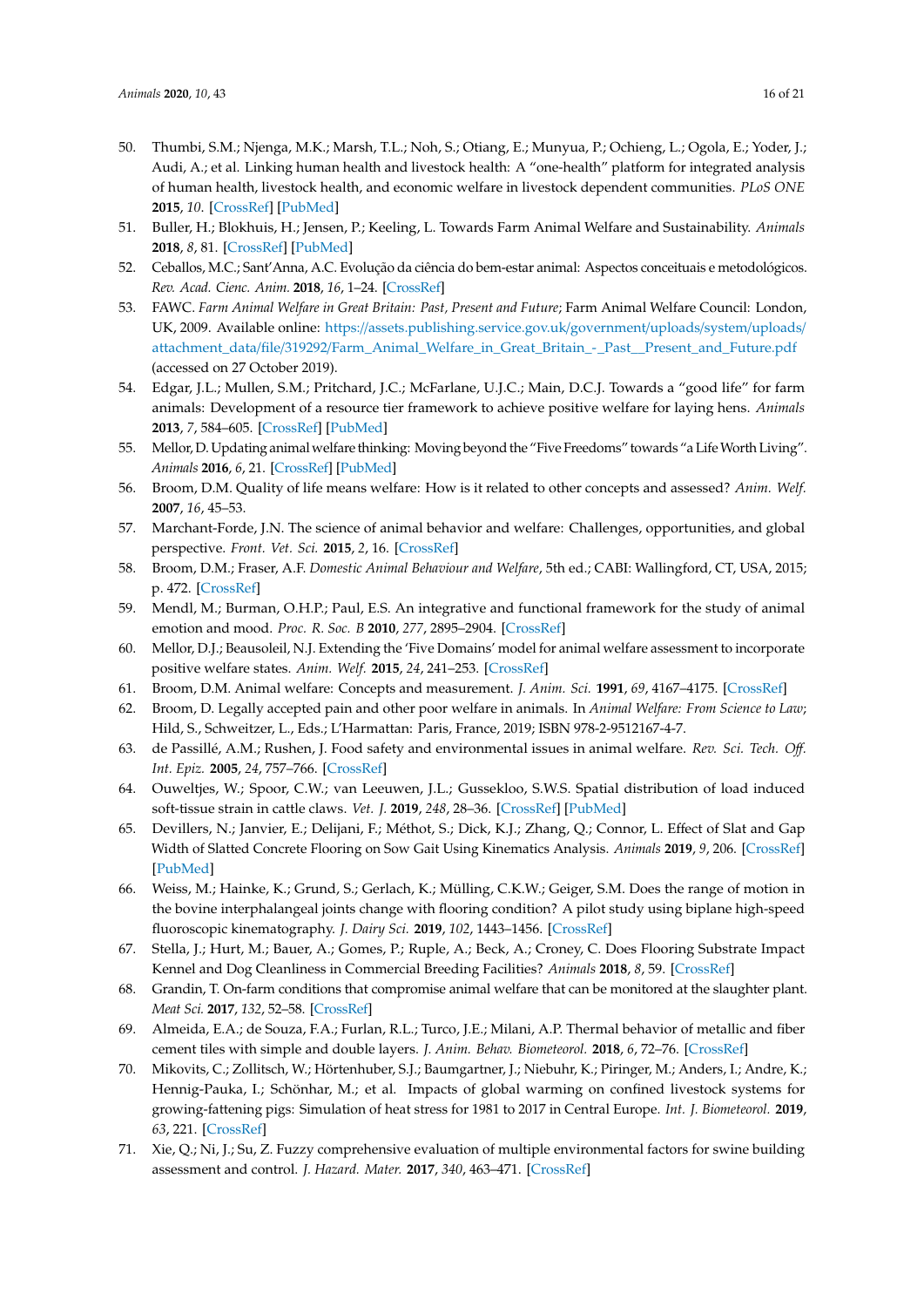50. Thumbi, S.M.; Njenga, M.K.; Marsh, T.L.; Noh, S.; Otiang, E.; Munyua, P.; Ochieng, L.; Ogola, E.; Yoder, J.; Audi, A.; et al. Linking human health and livestock health: A "one-health" platform for integrated analysis of human health, livestock health, and economic welfare in livestock dependent communities. *PLoS ONE* **2015**, *10*. [CrossRef] [PubMed]
51. Buller, H.; Blokhuis, H.; Jensen, P.; Keeling, L. Towards Farm Animal Welfare and Sustainability. *Animals* **2018**, *8*, 81. [CrossRef] [PubMed]
52. Ceballos, M.C.; Sant'Anna, A.C. Evolução da ciência do bem-estar animal: Aspectos conceituais e metodológicos. *Rev. Acad. Cienc. Anim.* **2018**, *16*, 1–24. [CrossRef]
53. FAWC. *Farm Animal Welfare in Great Britain: Past, Present and Future*; Farm Animal Welfare Council: London, UK, 2009. Available online: https://assets.publishing.service.gov.uk/government/uploads/system/uploads/attachment_data/file/319292/Farm_Animal_Welfare_in_Great_Britain_-_Past__Present_and_Future.pdf (accessed on 27 October 2019).
54. Edgar, J.L.; Mullen, S.M.; Pritchard, J.C.; McFarlane, U.J.C.; Main, D.C.J. Towards a "good life" for farm animals: Development of a resource tier framework to achieve positive welfare for laying hens. *Animals* **2013**, *7*, 584–605. [CrossRef] [PubMed]
55. Mellor, D. Updating animal welfare thinking: Moving beyond the "Five Freedoms" towards "a Life Worth Living". *Animals* **2016**, *6*, 21. [CrossRef] [PubMed]
56. Broom, D.M. Quality of life means welfare: How is it related to other concepts and assessed? *Anim. Welf.* **2007**, *16*, 45–53.
57. Marchant-Forde, J.N. The science of animal behavior and welfare: Challenges, opportunities, and global perspective. *Front. Vet. Sci.* **2015**, *2*, 16. [CrossRef]
58. Broom, D.M.; Fraser, A.F. *Domestic Animal Behaviour and Welfare*, 5th ed.; CABI: Wallingford, CT, USA, 2015; p. 472. [CrossRef]
59. Mendl, M.; Burman, O.H.P.; Paul, E.S. An integrative and functional framework for the study of animal emotion and mood. *Proc. R. Soc. B* **2010**, *277*, 2895–2904. [CrossRef]
60. Mellor, D.J.; Beausoleil, N.J. Extending the 'Five Domains' model for animal welfare assessment to incorporate positive welfare states. *Anim. Welf.* **2015**, *24*, 241–253. [CrossRef]
61. Broom, D.M. Animal welfare: Concepts and measurement. *J. Anim. Sci.* **1991**, *69*, 4167–4175. [CrossRef]
62. Broom, D. Legally accepted pain and other poor welfare in animals. In *Animal Welfare: From Science to Law*; Hild, S., Schweitzer, L., Eds.; L'Harmattan: Paris, France, 2019; ISBN 978-2-9512167-4-7.
63. de Passillé, A.M.; Rushen, J. Food safety and environmental issues in animal welfare. *Rev. Sci. Tech. Off. Int. Epiz.* **2005**, *24*, 757–766. [CrossRef]
64. Ouweltjes, W.; Spoor, C.W.; van Leeuwen, J.L.; Gussekloo, S.W.S. Spatial distribution of load induced soft-tissue strain in cattle claws. *Vet. J.* **2019**, *248*, 28–36. [CrossRef] [PubMed]
65. Devillers, N.; Janvier, E.; Delijani, F.; Méthot, S.; Dick, K.J.; Zhang, Q.; Connor, L. Effect of Slat and Gap Width of Slatted Concrete Flooring on Sow Gait Using Kinematics Analysis. *Animals* **2019**, *9*, 206. [CrossRef] [PubMed]
66. Weiss, M.; Hainke, K.; Grund, S.; Gerlach, K.; Mülling, C.K.W.; Geiger, S.M. Does the range of motion in the bovine interphalangeal joints change with flooring condition? A pilot study using biplane high-speed fluoroscopic kinematography. *J. Dairy Sci.* **2019**, *102*, 1443–1456. [CrossRef]
67. Stella, J.; Hurt, M.; Bauer, A.; Gomes, P.; Ruple, A.; Beck, A.; Croney, C. Does Flooring Substrate Impact Kennel and Dog Cleanliness in Commercial Breeding Facilities? *Animals* **2018**, *8*, 59. [CrossRef]
68. Grandin, T. On-farm conditions that compromise animal welfare that can be monitored at the slaughter plant. *Meat Sci.* **2017**, *132*, 52–58. [CrossRef]
69. Almeida, E.A.; de Souza, F.A.; Furlan, R.L.; Turco, J.E.; Milani, A.P. Thermal behavior of metallic and fiber cement tiles with simple and double layers. *J. Anim. Behav. Biometeorol.* **2018**, *6*, 72–76. [CrossRef]
70. Mikovits, C.; Zollitsch, W.; Hörtenhuber, S.J.; Baumgartner, J.; Niebuhr, K.; Piringer, M.; Anders, I.; Andre, K.; Hennig-Pauka, I.; Schönhar, M.; et al. Impacts of global warming on confined livestock systems for growing-fattening pigs: Simulation of heat stress for 1981 to 2017 in Central Europe. *Int. J. Biometeorol.* **2019**, *63*, 221. [CrossRef]
71. Xie, Q.; Ni, J.; Su, Z. Fuzzy comprehensive evaluation of multiple environmental factors for swine building assessment and control. *J. Hazard. Mater.* **2017**, *340*, 463–471. [CrossRef]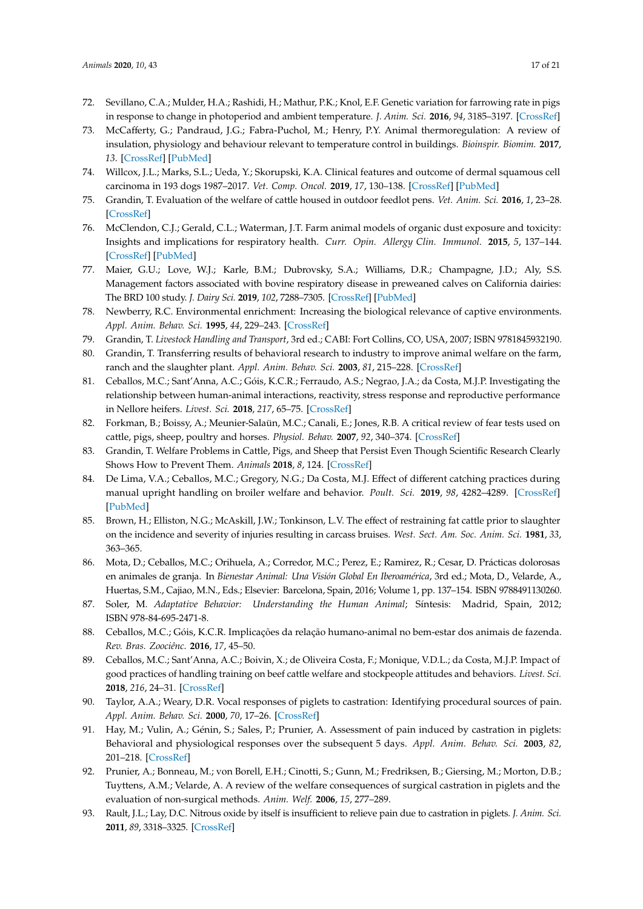72. Sevillano, C.A.; Mulder, H.A.; Rashidi, H.; Mathur, P.K.; Knol, E.F. Genetic variation for farrowing rate in pigs in response to change in photoperiod and ambient temperature. *J. Anim. Sci.* **2016**, *94*, 3185–3197. [CrossRef]
73. McCafferty, G.; Pandraud, J.G.; Fabra-Puchol, M.; Henry, P.Y. Animal thermoregulation: A review of insulation, physiology and behaviour relevant to temperature control in buildings. *Bioinspir. Biomim.* **2017**, *13*. [CrossRef] [PubMed]
74. Willcox, J.L.; Marks, S.L.; Ueda, Y.; Skorupski, K.A. Clinical features and outcome of dermal squamous cell carcinoma in 193 dogs 1987–2017. *Vet. Comp. Oncol.* **2019**, *17*, 130–138. [CrossRef] [PubMed]
75. Grandin, T. Evaluation of the welfare of cattle housed in outdoor feedlot pens. *Vet. Anim. Sci.* **2016**, *1*, 23–28. [CrossRef]
76. McClendon, C.J.; Gerald, C.L.; Waterman, J.T. Farm animal models of organic dust exposure and toxicity: Insights and implications for respiratory health. *Curr. Opin. Allergy Clin. Immunol.* **2015**, *5*, 137–144. [CrossRef] [PubMed]
77. Maier, G.U.; Love, W.J.; Karle, B.M.; Dubrovsky, S.A.; Williams, D.R.; Champagne, J.D.; Aly, S.S. Management factors associated with bovine respiratory disease in preweaned calves on California dairies: The BRD 100 study. *J. Dairy Sci.* **2019**, *102*, 7288–7305. [CrossRef] [PubMed]
78. Newberry, R.C. Environmental enrichment: Increasing the biological relevance of captive environments. *Appl. Anim. Behav. Sci.* **1995**, *44*, 229–243. [CrossRef]
79. Grandin, T. *Livestock Handling and Transport*, 3rd ed.; CABI: Fort Collins, CO, USA, 2007; ISBN 9781845932190.
80. Grandin, T. Transferring results of behavioral research to industry to improve animal welfare on the farm, ranch and the slaughter plant. *Appl. Anim. Behav. Sci.* **2003**, *81*, 215–228. [CrossRef]
81. Ceballos, M.C.; Sant'Anna, A.C.; Góis, K.C.R.; Ferraudo, A.S.; Negrao, J.A.; da Costa, M.J.P. Investigating the relationship between human-animal interactions, reactivity, stress response and reproductive performance in Nellore heifers. *Livest. Sci.* **2018**, *217*, 65–75. [CrossRef]
82. Forkman, B.; Boissy, A.; Meunier-Salaün, M.C.; Canali, E.; Jones, R.B. A critical review of fear tests used on cattle, pigs, sheep, poultry and horses. *Physiol. Behav.* **2007**, *92*, 340–374. [CrossRef]
83. Grandin, T. Welfare Problems in Cattle, Pigs, and Sheep that Persist Even Though Scientific Research Clearly Shows How to Prevent Them. *Animals* **2018**, *8*, 124. [CrossRef]
84. De Lima, V.A.; Ceballos, M.C.; Gregory, N.G.; Da Costa, M.J. Effect of different catching practices during manual upright handling on broiler welfare and behavior. *Poult. Sci.* **2019**, *98*, 4282–4289. [CrossRef] [PubMed]
85. Brown, H.; Elliston, N.G.; McAskill, J.W.; Tonkinson, L.V. The effect of restraining fat cattle prior to slaughter on the incidence and severity of injuries resulting in carcass bruises. *West. Sect. Am. Soc. Anim. Sci.* **1981**, *33*, 363–365.
86. Mota, D.; Ceballos, M.C.; Orihuela, A.; Corredor, M.C.; Perez, E.; Ramirez, R.; Cesar, D. Prácticas dolorosas en animales de granja. In *Bienestar Animal: Una Visión Global En Iberoamérica*, 3rd ed.; Mota, D., Velarde, A., Huertas, S.M., Cajiao, M.N., Eds.; Elsevier: Barcelona, Spain, 2016; Volume 1, pp. 137–154. ISBN 9788491130260.
87. Soler, M. *Adaptative Behavior: Understanding the Human Animal*; Síntesis: Madrid, Spain, 2012; ISBN 978-84-695-2471-8.
88. Ceballos, M.C.; Góis, K.C.R. Implicações da relação humano-animal no bem-estar dos animais de fazenda. *Rev. Bras. Zoociênc.* **2016**, *17*, 45–50.
89. Ceballos, M.C.; Sant'Anna, A.C.; Boivin, X.; de Oliveira Costa, F.; Monique, V.D.L.; da Costa, M.J.P. Impact of good practices of handling training on beef cattle welfare and stockpeople attitudes and behaviors. *Livest. Sci.* **2018**, *216*, 24–31. [CrossRef]
90. Taylor, A.A.; Weary, D.R. Vocal responses of piglets to castration: Identifying procedural sources of pain. *Appl. Anim. Behav. Sci.* **2000**, *70*, 17–26. [CrossRef]
91. Hay, M.; Vulin, A.; Génin, S.; Sales, P.; Prunier, A. Assessment of pain induced by castration in piglets: Behavioral and physiological responses over the subsequent 5 days. *Appl. Anim. Behav. Sci.* **2003**, *82*, 201–218. [CrossRef]
92. Prunier, A.; Bonneau, M.; von Borell, E.H.; Cinotti, S.; Gunn, M.; Fredriksen, B.; Giersing, M.; Morton, D.B.; Tuyttens, A.M.; Velarde, A. A review of the welfare consequences of surgical castration in piglets and the evaluation of non-surgical methods. *Anim. Welf.* **2006**, *15*, 277–289.
93. Rault, J.L.; Lay, D.C. Nitrous oxide by itself is insufficient to relieve pain due to castration in piglets. *J. Anim. Sci.* **2011**, *89*, 3318–3325. [CrossRef]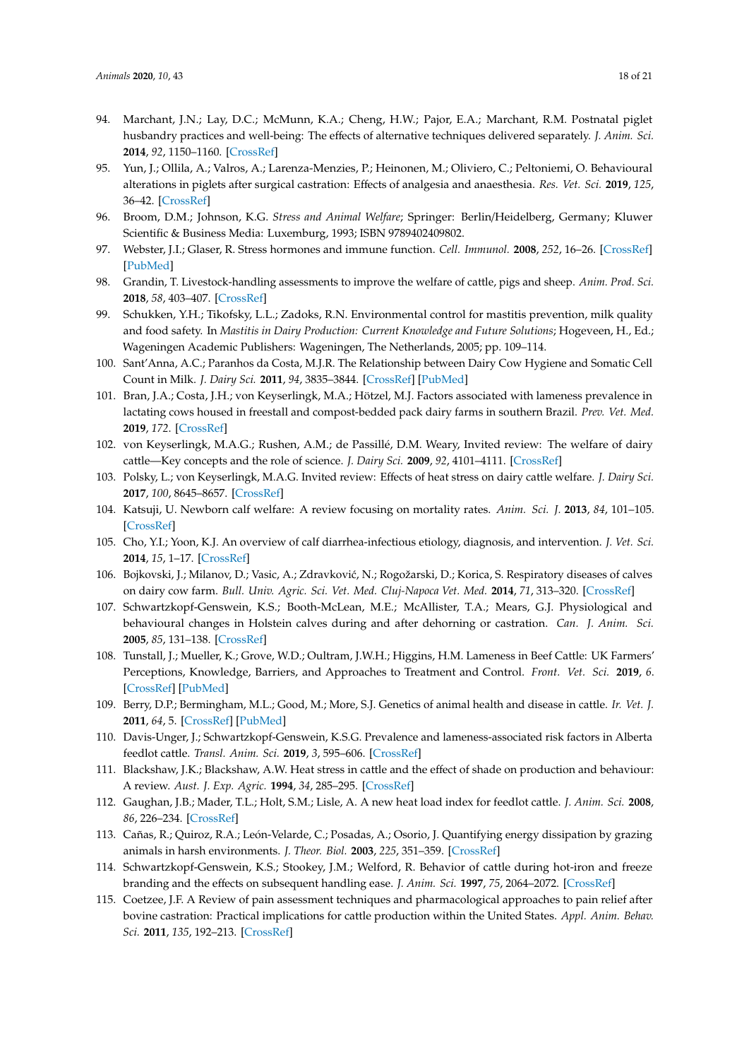94. Marchant, J.N.; Lay, D.C.; McMunn, K.A.; Cheng, H.W.; Pajor, E.A.; Marchant, R.M. Postnatal piglet husbandry practices and well-being: The effects of alternative techniques delivered separately. *J. Anim. Sci.* **2014**, *92*, 1150–1160. [CrossRef]
95. Yun, J.; Ollila, A.; Valros, A.; Larenza-Menzies, P.; Heinonen, M.; Oliviero, C.; Peltoniemi, O. Behavioural alterations in piglets after surgical castration: Effects of analgesia and anaesthesia. *Res. Vet. Sci.* **2019**, *125*, 36–42. [CrossRef]
96. Broom, D.M.; Johnson, K.G. *Stress and Animal Welfare*; Springer: Berlin/Heidelberg, Germany; Kluwer Scientific & Business Media: Luxemburg, 1993; ISBN 9789402409802.
97. Webster, J.I.; Glaser, R. Stress hormones and immune function. *Cell. Immunol.* **2008**, *252*, 16–26. [CrossRef] [PubMed]
98. Grandin, T. Livestock-handling assessments to improve the welfare of cattle, pigs and sheep. *Anim. Prod. Sci.* **2018**, *58*, 403–407. [CrossRef]
99. Schukken, Y.H.; Tikofsky, L.L.; Zadoks, R.N. Environmental control for mastitis prevention, milk quality and food safety. In *Mastitis in Dairy Production: Current Knowledge and Future Solutions*; Hogeveen, H., Ed.; Wageningen Academic Publishers: Wageningen, The Netherlands, 2005; pp. 109–114.
100. Sant'Anna, A.C.; Paranhos da Costa, M.J.R. The Relationship between Dairy Cow Hygiene and Somatic Cell Count in Milk. *J. Dairy Sci.* **2011**, *94*, 3835–3844. [CrossRef] [PubMed]
101. Bran, J.A.; Costa, J.H.; von Keyserlingk, M.A.; Hötzel, M.J. Factors associated with lameness prevalence in lactating cows housed in freestall and compost-bedded pack dairy farms in southern Brazil. *Prev. Vet. Med.* **2019**, *172*. [CrossRef]
102. von Keyserlingk, M.A.G.; Rushen, A.M.; de Passillé, D.M. Weary, Invited review: The welfare of dairy cattle—Key concepts and the role of science. *J. Dairy Sci.* **2009**, *92*, 4101–4111. [CrossRef]
103. Polsky, L.; von Keyserlingk, M.A.G. Invited review: Effects of heat stress on dairy cattle welfare. *J. Dairy Sci.* **2017**, *100*, 8645–8657. [CrossRef]
104. Katsuji, U. Newborn calf welfare: A review focusing on mortality rates. *Anim. Sci. J.* **2013**, *84*, 101–105. [CrossRef]
105. Cho, Y.I.; Yoon, K.J. An overview of calf diarrhea-infectious etiology, diagnosis, and intervention. *J. Vet. Sci.* **2014**, *15*, 1–17. [CrossRef]
106. Bojkovski, J.; Milanov, D.; Vasic, A.; Zdravković, N.; Rogožarski, D.; Korica, S. Respiratory diseases of calves on dairy cow farm. *Bull. Univ. Agric. Sci. Vet. Med. Cluj-Napoca Vet. Med.* **2014**, *71*, 313–320. [CrossRef]
107. Schwartzkopf-Genswein, K.S.; Booth-McLean, M.E.; McAllister, T.A.; Mears, G.J. Physiological and behavioural changes in Holstein calves during and after dehorning or castration. *Can. J. Anim. Sci.* **2005**, *85*, 131–138. [CrossRef]
108. Tunstall, J.; Mueller, K.; Grove, W.D.; Oultram, J.W.H.; Higgins, H.M. Lameness in Beef Cattle: UK Farmers' Perceptions, Knowledge, Barriers, and Approaches to Treatment and Control. *Front. Vet. Sci.* **2019**, *6*. [CrossRef] [PubMed]
109. Berry, D.P.; Bermingham, M.L.; Good, M.; More, S.J. Genetics of animal health and disease in cattle. *Ir. Vet. J.* **2011**, *64*, 5. [CrossRef] [PubMed]
110. Davis-Unger, J.; Schwartzkopf-Genswein, K.S.G. Prevalence and lameness-associated risk factors in Alberta feedlot cattle. *Transl. Anim. Sci.* **2019**, *3*, 595–606. [CrossRef]
111. Blackshaw, J.K.; Blackshaw, A.W. Heat stress in cattle and the effect of shade on production and behaviour: A review. *Aust. J. Exp. Agric.* **1994**, *34*, 285–295. [CrossRef]
112. Gaughan, J.B.; Mader, T.L.; Holt, S.M.; Lisle, A. A new heat load index for feedlot cattle. *J. Anim. Sci.* **2008**, *86*, 226–234. [CrossRef]
113. Cañas, R.; Quiroz, R.A.; León-Velarde, C.; Posadas, A.; Osorio, J. Quantifying energy dissipation by grazing animals in harsh environments. *J. Theor. Biol.* **2003**, *225*, 351–359. [CrossRef]
114. Schwartzkopf-Genswein, K.S.; Stookey, J.M.; Welford, R. Behavior of cattle during hot-iron and freeze branding and the effects on subsequent handling ease. *J. Anim. Sci.* **1997**, *75*, 2064–2072. [CrossRef]
115. Coetzee, J.F. A Review of pain assessment techniques and pharmacological approaches to pain relief after bovine castration: Practical implications for cattle production within the United States. *Appl. Anim. Behav. Sci.* **2011**, *135*, 192–213. [CrossRef]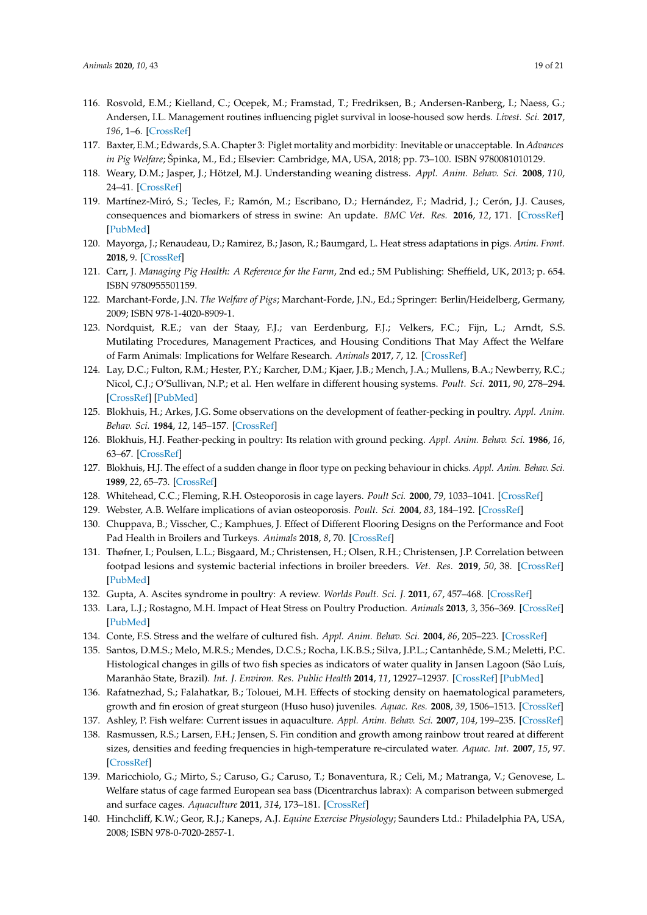116. Rosvold, E.M.; Kielland, C.; Ocepek, M.; Framstad, T.; Fredriksen, B.; Andersen-Ranberg, I.; Naess, G.; Andersen, I.L. Management routines influencing piglet survival in loose-housed sow herds. *Livest. Sci.* **2017**, *196*, 1–6. [CrossRef]
117. Baxter, E.M.; Edwards, S.A. Chapter 3: Piglet mortality and morbidity: Inevitable or unacceptable. In *Advances in Pig Welfare*; Špinka, M., Ed.; Elsevier: Cambridge, MA, USA, 2018; pp. 73–100. ISBN 9780081010129.
118. Weary, D.M.; Jasper, J.; Hötzel, M.J. Understanding weaning distress. *Appl. Anim. Behav. Sci.* **2008**, *110*, 24–41. [CrossRef]
119. Martínez-Miró, S.; Tecles, F.; Ramón, M.; Escribano, D.; Hernández, F.; Madrid, J.; Cerón, J.J. Causes, consequences and biomarkers of stress in swine: An update. *BMC Vet. Res.* **2016**, *12*, 171. [CrossRef] [PubMed]
120. Mayorga, J.; Renaudeau, D.; Ramirez, B.; Jason, R.; Baumgard, L. Heat stress adaptations in pigs. *Anim. Front.* **2018**, 9. [CrossRef]
121. Carr, J. *Managing Pig Health: A Reference for the Farm*, 2nd ed.; 5M Publishing: Sheffield, UK, 2013; p. 654. ISBN 9780955501159.
122. Marchant-Forde, J.N. *The Welfare of Pigs*; Marchant-Forde, J.N., Ed.; Springer: Berlin/Heidelberg, Germany, 2009; ISBN 978-1-4020-8909-1.
123. Nordquist, R.E.; van der Staay, F.J.; van Eerdenburg, F.J.; Velkers, F.C.; Fijn, L.; Arndt, S.S. Mutilating Procedures, Management Practices, and Housing Conditions That May Affect the Welfare of Farm Animals: Implications for Welfare Research. *Animals* **2017**, *7*, 12. [CrossRef]
124. Lay, D.C.; Fulton, R.M.; Hester, P.Y.; Karcher, D.M.; Kjaer, J.B.; Mench, J.A.; Mullens, B.A.; Newberry, R.C.; Nicol, C.J.; O'Sullivan, N.P.; et al. Hen welfare in different housing systems. *Poult. Sci.* **2011**, *90*, 278–294. [CrossRef] [PubMed]
125. Blokhuis, H.; Arkes, J.G. Some observations on the development of feather-pecking in poultry. *Appl. Anim. Behav. Sci.* **1984**, *12*, 145–157. [CrossRef]
126. Blokhuis, H.J. Feather-pecking in poultry: Its relation with ground pecking. *Appl. Anim. Behav. Sci.* **1986**, *16*, 63–67. [CrossRef]
127. Blokhuis, H.J. The effect of a sudden change in floor type on pecking behaviour in chicks. *Appl. Anim. Behav. Sci.* **1989**, *22*, 65–73. [CrossRef]
128. Whitehead, C.C.; Fleming, R.H. Osteoporosis in cage layers. *Poult Sci.* **2000**, *79*, 79, 1033–1041. [CrossRef]
129. Webster, A.B. Welfare implications of avian osteoporosis. *Poult. Sci.* **2004**, *83*, 184–192. [CrossRef]
130. Chuppava, B.; Visscher, C.; Kamphues, J. Effect of Different Flooring Designs on the Performance and Foot Pad Health in Broilers and Turkeys. *Animals* **2018**, *8*, 70. [CrossRef]
131. Thøfner, I.; Poulsen, L.L.; Bisgaard, M.; Christensen, H.; Olsen, R.H.; Christensen, J.P. Correlation between footpad lesions and systemic bacterial infections in broiler breeders. *Vet. Res.* **2019**, *50*, 38. [CrossRef] [PubMed]
132. Gupta, A. Ascites syndrome in poultry: A review. *Worlds Poult. Sci. J.* **2011**, *67*, 457–468. [CrossRef]
133. Lara, L.J.; Rostagno, M.H. Impact of Heat Stress on Poultry Production. *Animals* **2013**, *3*, 356–369. [CrossRef] [PubMed]
134. Conte, F.S. Stress and the welfare of cultured fish. *Appl. Anim. Behav. Sci.* **2004**, *86*, 205–223. [CrossRef]
135. Santos, D.M.S.; Melo, M.R.S.; Mendes, D.C.S.; Rocha, I.K.B.S.; Silva, J.P.L.; Cantanhêde, S.M.; Meletti, P.C. Histological changes in gills of two fish species as indicators of water quality in Jansen Lagoon (São Luís, Maranhão State, Brazil). *Int. J. Environ. Res. Public Health* **2014**, *11*, 12927–12937. [CrossRef] [PubMed]
136. Rafatnezhad, S.; Falahatkar, B.; Tolouei, M.H. Effects of stocking density on haematological parameters, growth and fin erosion of great sturgeon (Huso huso) juveniles. *Aquac. Res.* **2008**, *39*, 1506–1513. [CrossRef]
137. Ashley, P. Fish welfare: Current issues in aquaculture. *Appl. Anim. Behav. Sci.* **2007**, *104*, 199–235. [CrossRef]
138. Rasmussen, R.S.; Larsen, F.H.; Jensen, S. Fin condition and growth among rainbow trout reared at different sizes, densities and feeding frequencies in high-temperature re-circulated water. *Aquac. Int.* **2007**, *15*, 97. [CrossRef]
139. Maricchiolo, G.; Mirto, S.; Caruso, G.; Caruso, T.; Bonaventura, R.; Celi, M.; Matranga, V.; Genovese, L. Welfare status of cage farmed European sea bass (Dicentrarchus labrax): A comparison between submerged and surface cages. *Aquaculture* **2011**, *314*, 173–181. [CrossRef]
140. Hinchcliff, K.W.; Geor, R.J.; Kaneps, A.J. *Equine Exercise Physiology*; Saunders Ltd.: Philadelphia PA, USA, 2008; ISBN 978-0-7020-2857-1.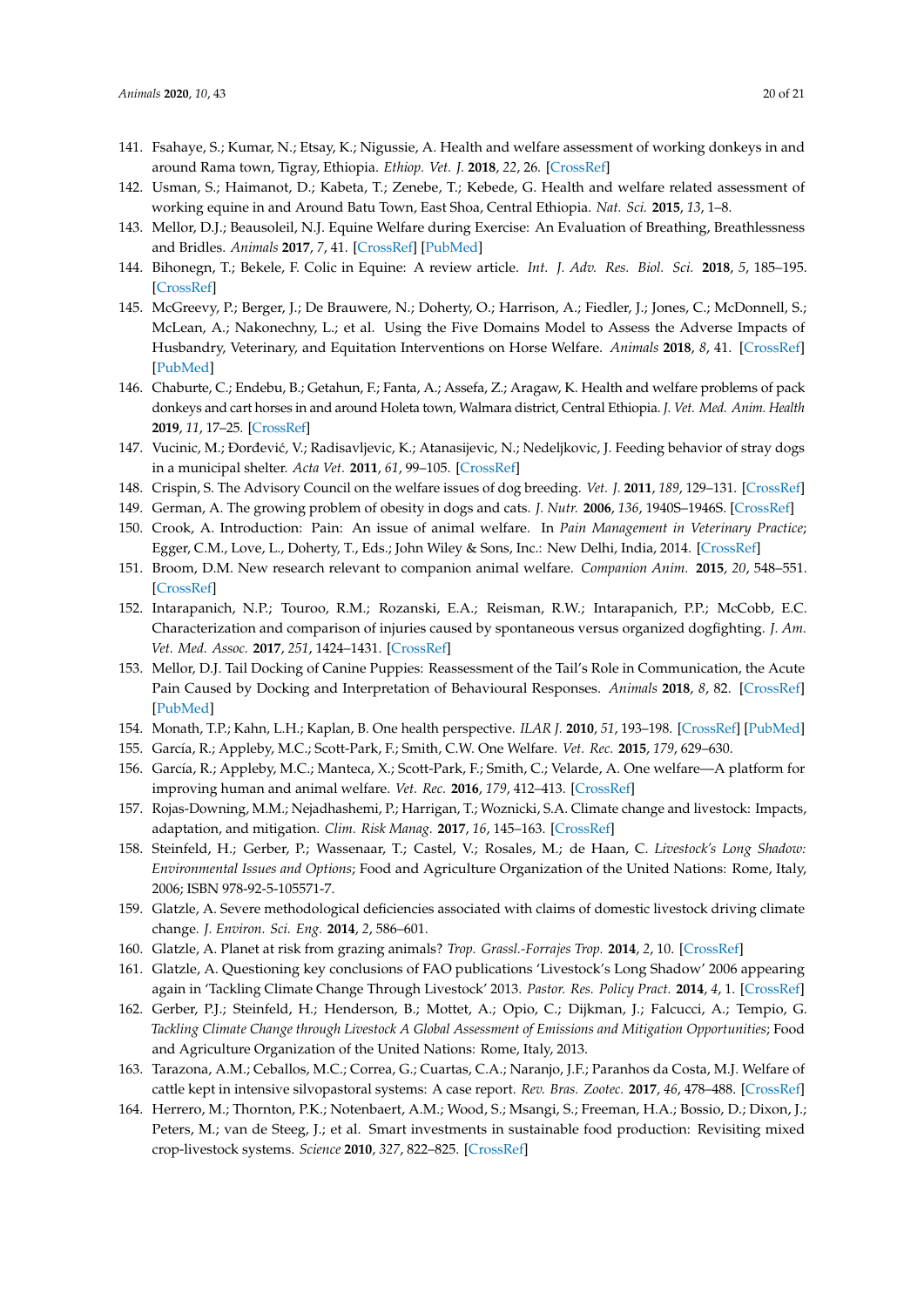141. Fsahaye, S.; Kumar, N.; Etsay, K.; Nigussie, A. Health and welfare assessment of working donkeys in and around Rama town, Tigray, Ethiopia. *Ethiop. Vet. J.* **2018**, *22*, 26. [CrossRef]
142. Usman, S.; Haimanot, D.; Kabeta, T.; Zenebe, T.; Kebede, G. Health and welfare related assessment of working equine in and Around Batu Town, East Shoa, Central Ethiopia. *Nat. Sci.* **2015**, *13*, 1–8.
143. Mellor, D.J.; Beausoleil, N.J. Equine Welfare during Exercise: An Evaluation of Breathing, Breathlessness and Bridles. *Animals* **2017**, *7*, 41. [CrossRef] [PubMed]
144. Bihonegn, T.; Bekele, F. Colic in Equine: A review article. *Int. J. Adv. Res. Biol. Sci.* **2018**, *5*, 185–195. [CrossRef]
145. McGreevy, P.; Berger, J.; De Brauwere, N.; Doherty, O.; Harrison, A.; Fiedler, J.; Jones, C.; McDonnell, S.; McLean, A.; Nakonechny, L.; et al. Using the Five Domains Model to Assess the Adverse Impacts of Husbandry, Veterinary, and Equitation Interventions on Horse Welfare. *Animals* **2018**, *8*, 41. [CrossRef] [PubMed]
146. Chaburte, C.; Endebu, B.; Getahun, F.; Fanta, A.; Assefa, Z.; Aragaw, K. Health and welfare problems of pack donkeys and cart horses in and around Holeta town, Walmara district, Central Ethiopia. *J. Vet. Med. Anim. Health* **2019**, *11*, 17–25. [CrossRef]
147. Vucinic, M.; Đorđević, V.; Radisavljevic, K.; Atanasijevic, N.; Nedeljkovic, J. Feeding behavior of stray dogs in a municipal shelter. *Acta Vet.* **2011**, *61*, 99–105. [CrossRef]
148. Crispin, S. The Advisory Council on the welfare issues of dog breeding. *Vet. J.* **2011**, *189*, 129–131. [CrossRef]
149. German, A. The growing problem of obesity in dogs and cats. *J. Nutr.* **2006**, *136*, 1940S–1946S. [CrossRef]
150. Crook, A. Introduction: Pain: An issue of animal welfare. In *Pain Management in Veterinary Practice*; Egger, C.M., Love, L., Doherty, T., Eds.; John Wiley & Sons, Inc.: New Delhi, India, 2014. [CrossRef]
151. Broom, D.M. New research relevant to companion animal welfare. *Companion Anim.* **2015**, *20*, 548–551. [CrossRef]
152. Intarapanich, N.P.; Touroo, R.M.; Rozanski, E.A.; Reisman, R.W.; Intarapanich, P.P.; McCobb, E.C. Characterization and comparison of injuries caused by spontaneous versus organized dogfighting. *J. Am. Vet. Med. Assoc.* **2017**, *251*, 1424–1431. [CrossRef]
153. Mellor, D.J. Tail Docking of Canine Puppies: Reassessment of the Tail's Role in Communication, the Acute Pain Caused by Docking and Interpretation of Behavioural Responses. *Animals* **2018**, *8*, 82. [CrossRef] [PubMed]
154. Monath, T.P.; Kahn, L.H.; Kaplan, B. One health perspective. *ILAR J.* **2010**, *51*, 193–198. [CrossRef] [PubMed]
155. García, R.; Appleby, M.C.; Scott-Park, F.; Smith, C.W. One Welfare. *Vet. Rec.* **2015**, *179*, 629–630.
156. García, R.; Appleby, M.C.; Manteca, X.; Scott-Park, F.; Smith, C.; Velarde, A. One welfare—A platform for improving human and animal welfare. *Vet. Rec.* **2016**, *179*, 412–413. [CrossRef]
157. Rojas-Downing, M.M.; Nejadhashemi, P.; Harrigan, T.; Woznicki, S.A. Climate change and livestock: Impacts, adaptation, and mitigation. *Clim. Risk Manag.* **2017**, *16*, 145–163. [CrossRef]
158. Steinfeld, H.; Gerber, P.; Wassenaar, T.; Castel, V.; Rosales, M.; de Haan, C. *Livestock's Long Shadow: Environmental Issues and Options*; Food and Agriculture Organization of the United Nations: Rome, Italy, 2006; ISBN 978-92-5-105571-7.
159. Glatzle, A. Severe methodological deficiencies associated with claims of domestic livestock driving climate change. *J. Environ. Sci. Eng.* **2014**, *2*, 586–601.
160. Glatzle, A. Planet at risk from grazing animals? *Trop. Grassl.-Forrajes Trop.* **2014**, *2*, 10. [CrossRef]
161. Glatzle, A. Questioning key conclusions of FAO publications 'Livestock's Long Shadow' 2006 appearing again in 'Tackling Climate Change Through Livestock' 2013. *Pastor. Res. Policy Pract.* **2014**, *4*, 1. [CrossRef]
162. Gerber, P.J.; Steinfeld, H.; Henderson, B.; Mottet, A.; Opio, C.; Dijkman, J.; Falcucci, A.; Tempio, G. *Tackling Climate Change through Livestock A Global Assessment of Emissions and Mitigation Opportunities*; Food and Agriculture Organization of the United Nations: Rome, Italy, 2013.
163. Tarazona, A.M.; Ceballos, M.C.; Correa, G.; Cuartas, C.A.; Naranjo, J.F.; Paranhos da Costa, M.J. Welfare of cattle kept in intensive silvopastoral systems: A case report. *Rev. Bras. Zootec.* **2017**, *46*, 478–488. [CrossRef]
164. Herrero, M.; Thornton, P.K.; Notenbaert, A.M.; Wood, S.; Msangi, S.; Freeman, H.A.; Bossio, D.; Dixon, J.; Peters, M.; van de Steeg, J.; et al. Smart investments in sustainable food production: Revisiting mixed crop-livestock systems. *Science* **2010**, *327*, 822–825. [CrossRef]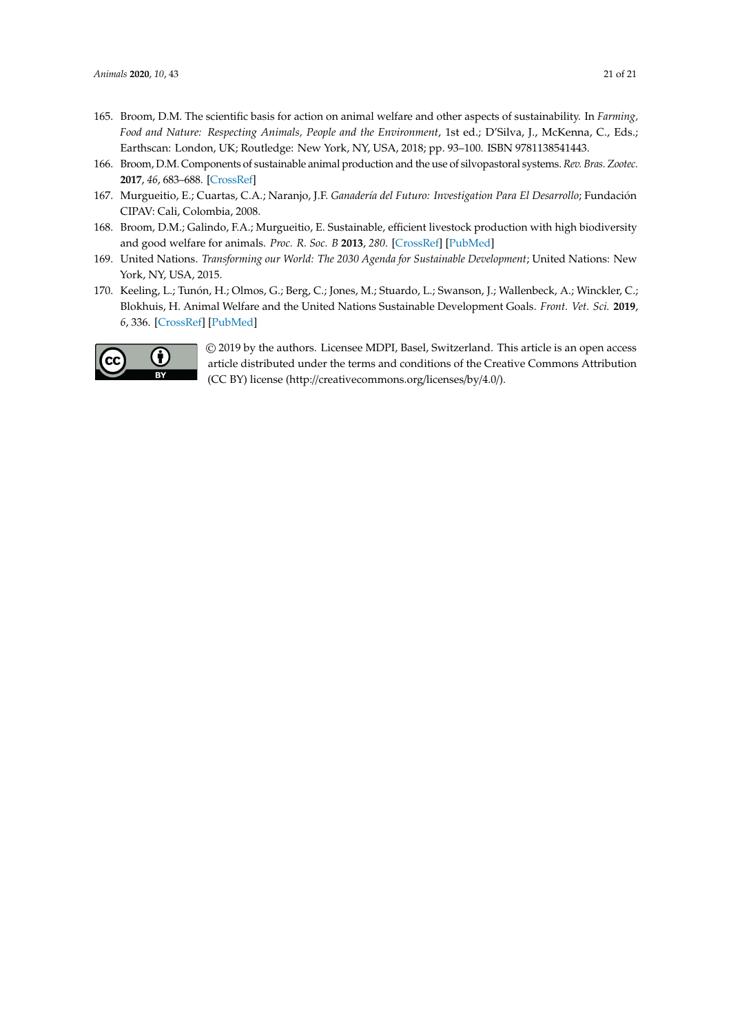165. Broom, D.M. The scientific basis for action on animal welfare and other aspects of sustainability. In *Farming, Food and Nature: Respecting Animals, People and the Environment*, 1st ed.; D'Silva, J., McKenna, C., Eds.; Earthscan: London, UK; Routledge: New York, NY, USA, 2018; pp. 93–100. ISBN 9781138541443.
166. Broom, D.M. Components of sustainable animal production and the use of silvopastoral systems. *Rev. Bras. Zootec.* **2017**, *46*, 683–688. [CrossRef]
167. Murgueitio, E.; Cuartas, C.A.; Naranjo, J.F. *Ganadería del Futuro: Investigation Para El Desarrollo*; Fundación CIPAV: Cali, Colombia, 2008.
168. Broom, D.M.; Galindo, F.A.; Murgueitio, E. Sustainable, efficient livestock production with high biodiversity and good welfare for animals. *Proc. R. Soc. B* **2013**, *280*. [CrossRef] [PubMed]
169. United Nations. *Transforming our World: The 2030 Agenda for Sustainable Development*; United Nations: New York, NY, USA, 2015.
170. Keeling, L.; Tunón, H.; Olmos, G.; Berg, C.; Jones, M.; Stuardo, L.; Swanson, J.; Wallenbeck, A.; Winckler, C.; Blokhuis, H. Animal Welfare and the United Nations Sustainable Development Goals. *Front. Vet. Sci.* **2019**, *6*, 336. [CrossRef] [PubMed]

© 2019 by the authors. Licensee MDPI, Basel, Switzerland. This article is an open access article distributed under the terms and conditions of the Creative Commons Attribution (CC BY) license (http://creativecommons.org/licenses/by/4.0/).